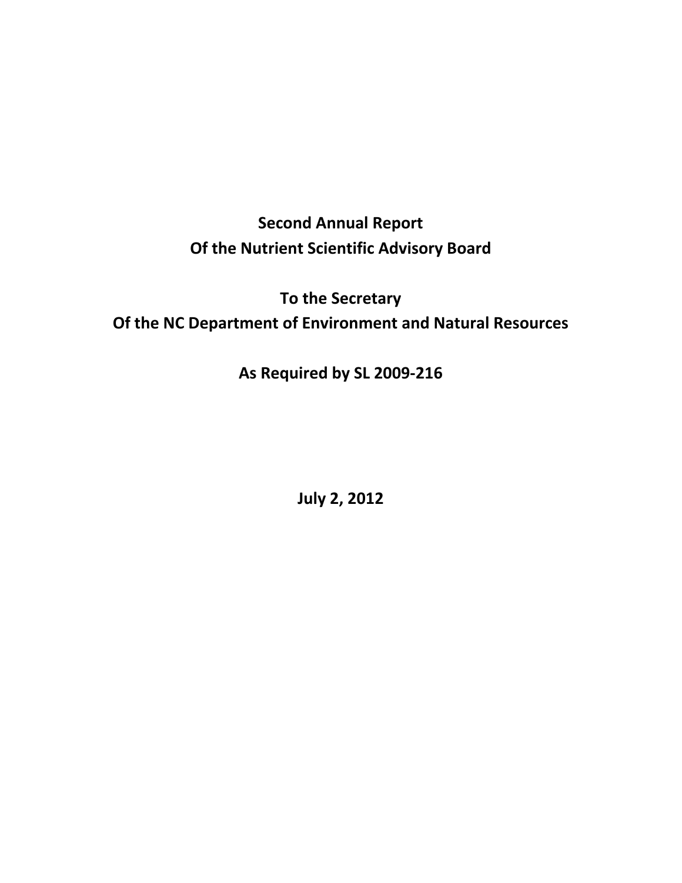# Second Annual Report
# Of the Nutrient Scientific Advisory Board

## To the Secretary
## Of the NC Department of Environment and Natural Resources

## As Required by SL 2009-216

**July 2, 2012**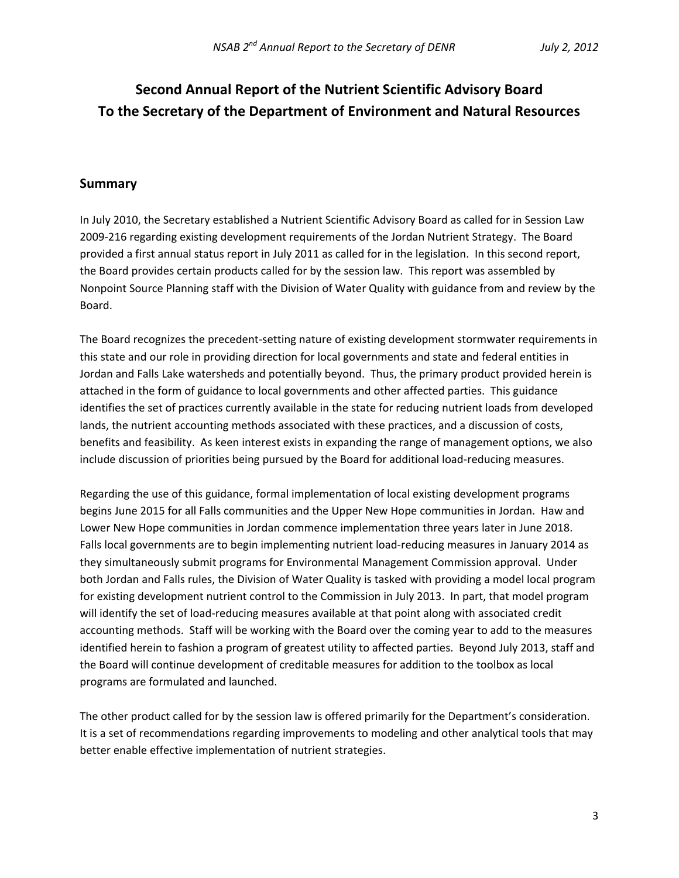# Second Annual Report of the Nutrient Scientific Advisory Board To the Secretary of the Department of Environment and Natural Resources

## Summary

In July 2010, the Secretary established a Nutrient Scientific Advisory Board as called for in Session Law 2009-216 regarding existing development requirements of the Jordan Nutrient Strategy. The Board provided a first annual status report in July 2011 as called for in the legislation. In this second report, the Board provides certain products called for by the session law. This report was assembled by Nonpoint Source Planning staff with the Division of Water Quality with guidance from and review by the Board.

The Board recognizes the precedent-setting nature of existing development stormwater requirements in this state and our role in providing direction for local governments and state and federal entities in Jordan and Falls Lake watersheds and potentially beyond. Thus, the primary product provided herein is attached in the form of guidance to local governments and other affected parties. This guidance identifies the set of practices currently available in the state for reducing nutrient loads from developed lands, the nutrient accounting methods associated with these practices, and a discussion of costs, benefits and feasibility. As keen interest exists in expanding the range of management options, we also include discussion of priorities being pursued by the Board for additional load-reducing measures.

Regarding the use of this guidance, formal implementation of local existing development programs begins June 2015 for all Falls communities and the Upper New Hope communities in Jordan. Haw and Lower New Hope communities in Jordan commence implementation three years later in June 2018. Falls local governments are to begin implementing nutrient load-reducing measures in January 2014 as they simultaneously submit programs for Environmental Management Commission approval. Under both Jordan and Falls rules, the Division of Water Quality is tasked with providing a model local program for existing development nutrient control to the Commission in July 2013. In part, that model program will identify the set of load-reducing measures available at that point along with associated credit accounting methods. Staff will be working with the Board over the coming year to add to the measures identified herein to fashion a program of greatest utility to affected parties. Beyond July 2013, staff and the Board will continue development of creditable measures for addition to the toolbox as local programs are formulated and launched.

The other product called for by the session law is offered primarily for the Department's consideration. It is a set of recommendations regarding improvements to modeling and other analytical tools that may better enable effective implementation of nutrient strategies.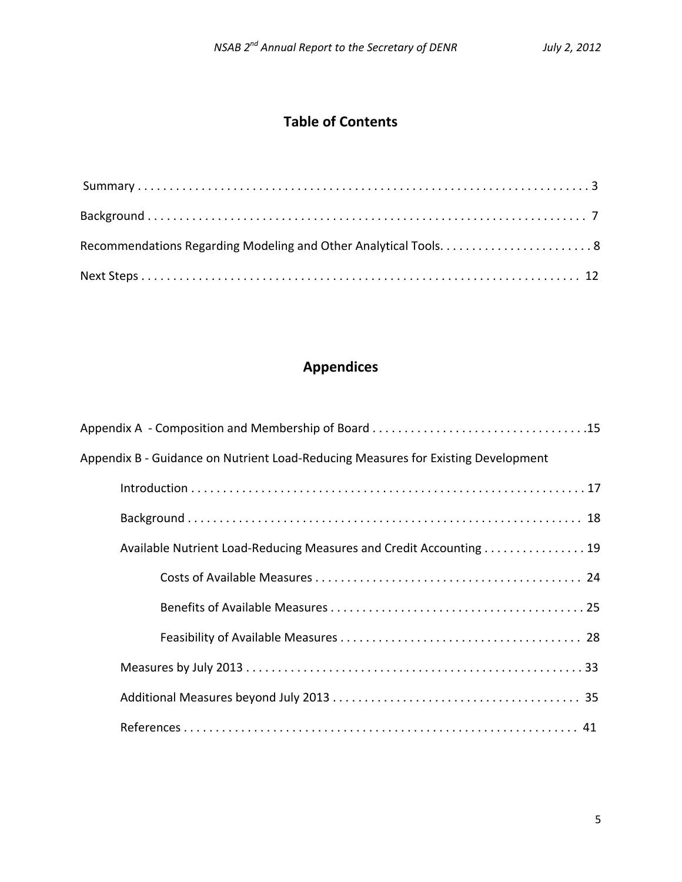# Table of Contents

Summary . . . . . . . . . . . . . . . . . . . . . . . . . . . . . . . . . . . . . . . . . . . . . . . . . . . . . . . . . . . . . . . . . . . 3

Background . . . . . . . . . . . . . . . . . . . . . . . . . . . . . . . . . . . . . . . . . . . . . . . . . . . . . . . . . . . . . . . . . 7

Recommendations Regarding Modeling and Other Analytical Tools. . . . . . . . . . . . . . . . . . . . . . . . 8

Next Steps . . . . . . . . . . . . . . . . . . . . . . . . . . . . . . . . . . . . . . . . . . . . . . . . . . . . . . . . . . . . . . . . . 12

# Appendices

Appendix A - Composition and Membership of Board . . . . . . . . . . . . . . . . . . . . . . . . . . . . . . . . .15

Appendix B - Guidance on Nutrient Load-Reducing Measures for Existing Development

- Introduction . . . . . . . . . . . . . . . . . . . . . . . . . . . . . . . . . . . . . . . . . . . . . . . . . . . . . . . . . . . . . 17
- Background . . . . . . . . . . . . . . . . . . . . . . . . . . . . . . . . . . . . . . . . . . . . . . . . . . . . . . . . . . . . . 18
- Available Nutrient Load-Reducing Measures and Credit Accounting . . . . . . . . . . . . . . . . 19
  - Costs of Available Measures . . . . . . . . . . . . . . . . . . . . . . . . . . . . . . . . . . . . . . . . . . 24
  - Benefits of Available Measures . . . . . . . . . . . . . . . . . . . . . . . . . . . . . . . . . . . . . . . . 25
  - Feasibility of Available Measures . . . . . . . . . . . . . . . . . . . . . . . . . . . . . . . . . . . . . . 28
- Measures by July 2013 . . . . . . . . . . . . . . . . . . . . . . . . . . . . . . . . . . . . . . . . . . . . . . . . . . . . 33
- Additional Measures beyond July 2013 . . . . . . . . . . . . . . . . . . . . . . . . . . . . . . . . . . . . . . 35
- References . . . . . . . . . . . . . . . . . . . . . . . . . . . . . . . . . . . . . . . . . . . . . . . . . . . . . . . . . . . . . 41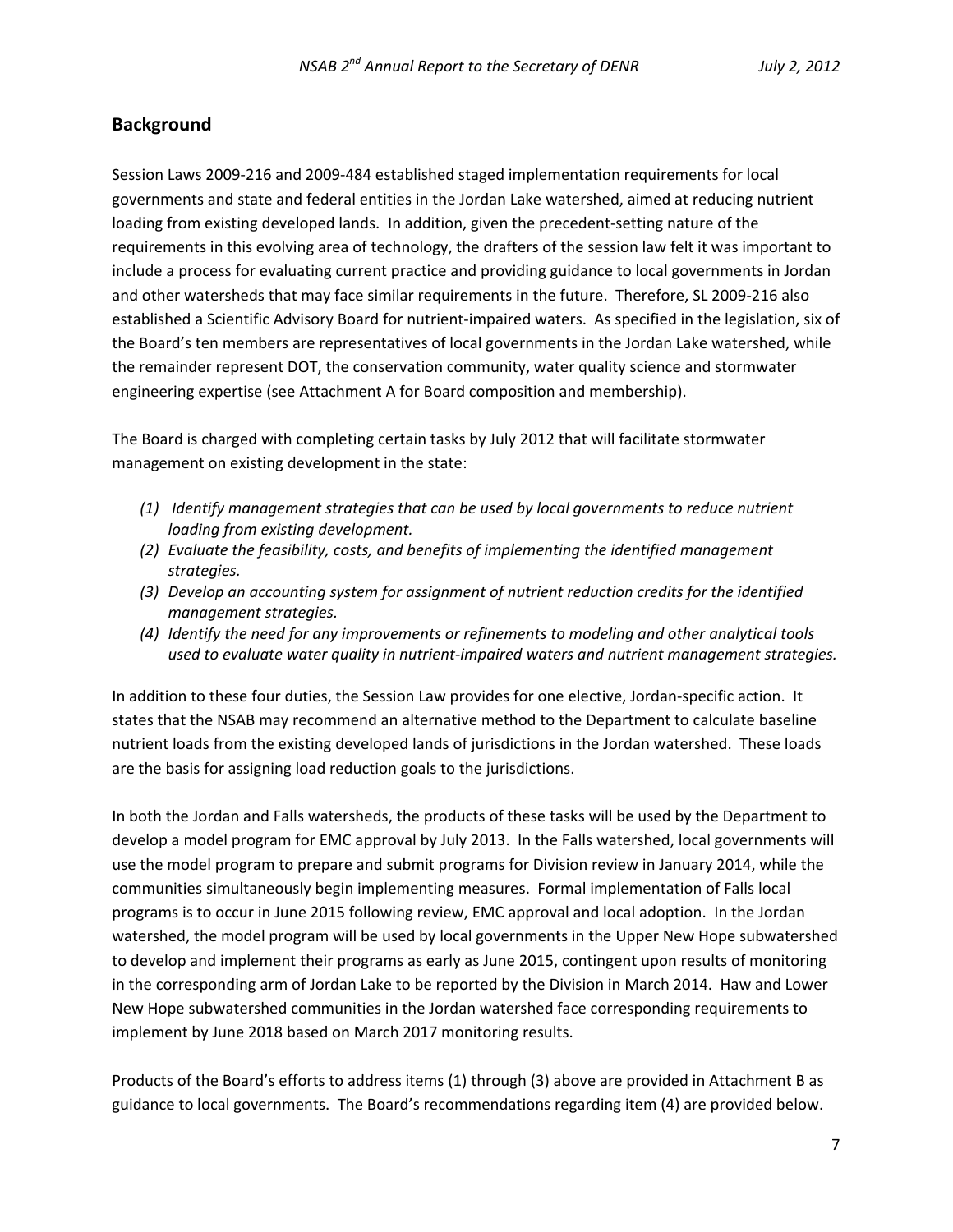## Background

Session Laws 2009-216 and 2009-484 established staged implementation requirements for local governments and state and federal entities in the Jordan Lake watershed, aimed at reducing nutrient loading from existing developed lands. In addition, given the precedent-setting nature of the requirements in this evolving area of technology, the drafters of the session law felt it was important to include a process for evaluating current practice and providing guidance to local governments in Jordan and other watersheds that may face similar requirements in the future. Therefore, SL 2009-216 also established a Scientific Advisory Board for nutrient-impaired waters. As specified in the legislation, six of the Board's ten members are representatives of local governments in the Jordan Lake watershed, while the remainder represent DOT, the conservation community, water quality science and stormwater engineering expertise (see Attachment A for Board composition and membership).

The Board is charged with completing certain tasks by July 2012 that will facilitate stormwater management on existing development in the state:

*(1) Identify management strategies that can be used by local governments to reduce nutrient loading from existing development.*
*(2) Evaluate the feasibility, costs, and benefits of implementing the identified management strategies.*
*(3) Develop an accounting system for assignment of nutrient reduction credits for the identified management strategies.*
*(4) Identify the need for any improvements or refinements to modeling and other analytical tools used to evaluate water quality in nutrient-impaired waters and nutrient management strategies.*

In addition to these four duties, the Session Law provides for one elective, Jordan-specific action. It states that the NSAB may recommend an alternative method to the Department to calculate baseline nutrient loads from the existing developed lands of jurisdictions in the Jordan watershed. These loads are the basis for assigning load reduction goals to the jurisdictions.

In both the Jordan and Falls watersheds, the products of these tasks will be used by the Department to develop a model program for EMC approval by July 2013. In the Falls watershed, local governments will use the model program to prepare and submit programs for Division review in January 2014, while the communities simultaneously begin implementing measures. Formal implementation of Falls local programs is to occur in June 2015 following review, EMC approval and local adoption. In the Jordan watershed, the model program will be used by local governments in the Upper New Hope subwatershed to develop and implement their programs as early as June 2015, contingent upon results of monitoring in the corresponding arm of Jordan Lake to be reported by the Division in March 2014. Haw and Lower New Hope subwatershed communities in the Jordan watershed face corresponding requirements to implement by June 2018 based on March 2017 monitoring results.

Products of the Board's efforts to address items (1) through (3) above are provided in Attachment B as guidance to local governments. The Board's recommendations regarding item (4) are provided below.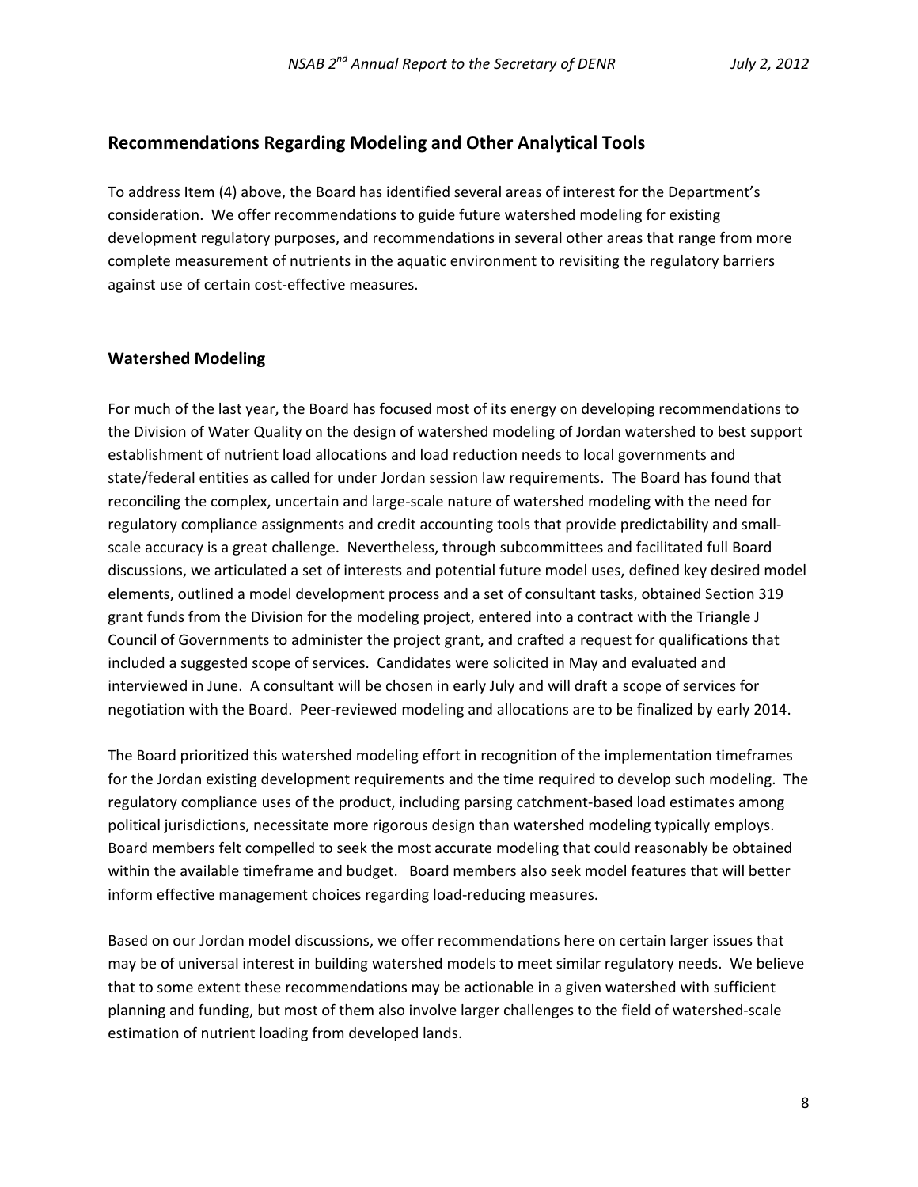## Recommendations Regarding Modeling and Other Analytical Tools

To address Item (4) above, the Board has identified several areas of interest for the Department's consideration. We offer recommendations to guide future watershed modeling for existing development regulatory purposes, and recommendations in several other areas that range from more complete measurement of nutrients in the aquatic environment to revisiting the regulatory barriers against use of certain cost-effective measures.

### Watershed Modeling

For much of the last year, the Board has focused most of its energy on developing recommendations to the Division of Water Quality on the design of watershed modeling of Jordan watershed to best support establishment of nutrient load allocations and load reduction needs to local governments and state/federal entities as called for under Jordan session law requirements. The Board has found that reconciling the complex, uncertain and large-scale nature of watershed modeling with the need for regulatory compliance assignments and credit accounting tools that provide predictability and small-scale accuracy is a great challenge. Nevertheless, through subcommittees and facilitated full Board discussions, we articulated a set of interests and potential future model uses, defined key desired model elements, outlined a model development process and a set of consultant tasks, obtained Section 319 grant funds from the Division for the modeling project, entered into a contract with the Triangle J Council of Governments to administer the project grant, and crafted a request for qualifications that included a suggested scope of services. Candidates were solicited in May and evaluated and interviewed in June. A consultant will be chosen in early July and will draft a scope of services for negotiation with the Board. Peer-reviewed modeling and allocations are to be finalized by early 2014.

The Board prioritized this watershed modeling effort in recognition of the implementation timeframes for the Jordan existing development requirements and the time required to develop such modeling. The regulatory compliance uses of the product, including parsing catchment-based load estimates among political jurisdictions, necessitate more rigorous design than watershed modeling typically employs. Board members felt compelled to seek the most accurate modeling that could reasonably be obtained within the available timeframe and budget. Board members also seek model features that will better inform effective management choices regarding load-reducing measures.

Based on our Jordan model discussions, we offer recommendations here on certain larger issues that may be of universal interest in building watershed models to meet similar regulatory needs. We believe that to some extent these recommendations may be actionable in a given watershed with sufficient planning and funding, but most of them also involve larger challenges to the field of watershed-scale estimation of nutrient loading from developed lands.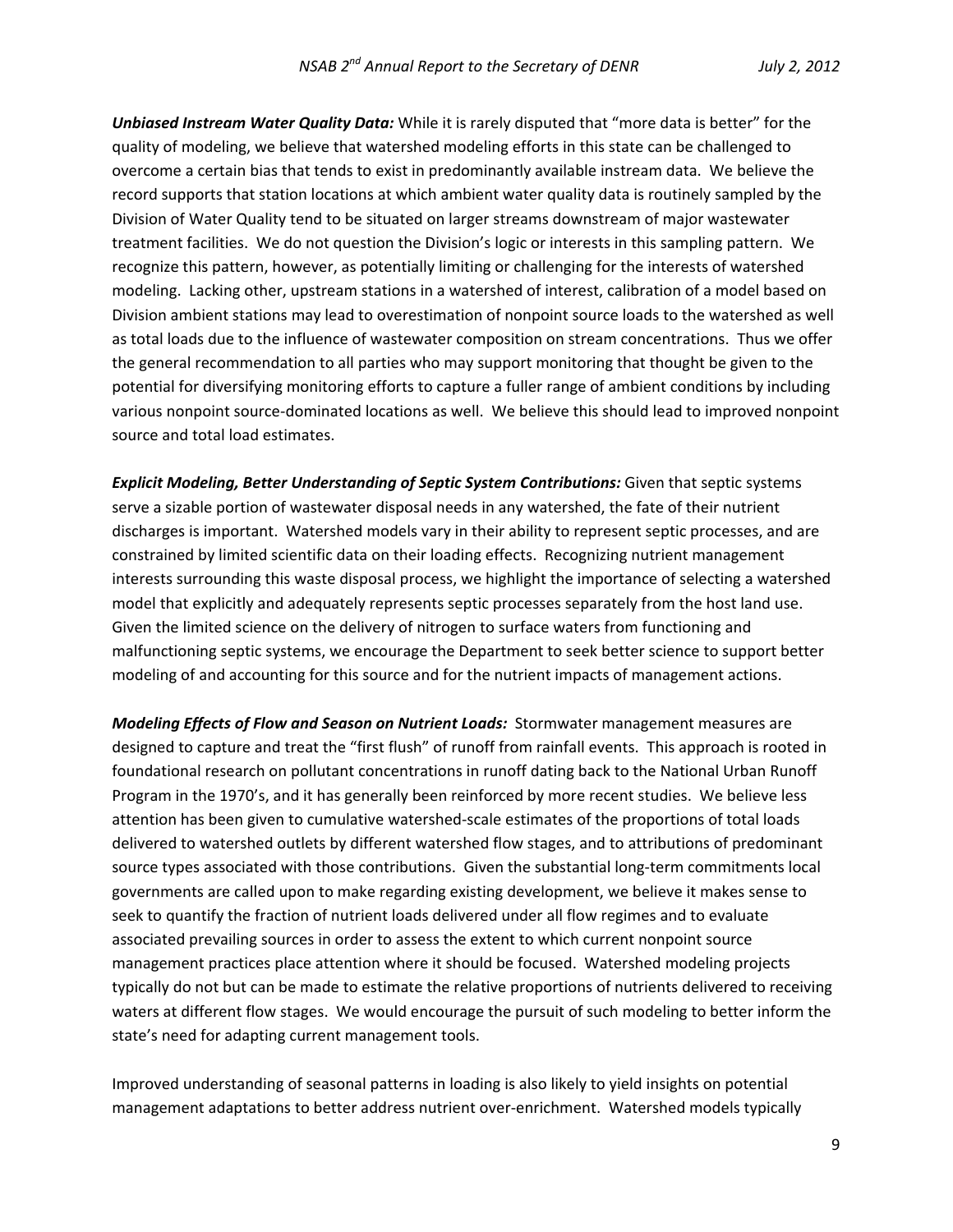***Unbiased Instream Water Quality Data:*** While it is rarely disputed that "more data is better" for the quality of modeling, we believe that watershed modeling efforts in this state can be challenged to overcome a certain bias that tends to exist in predominantly available instream data. We believe the record supports that station locations at which ambient water quality data is routinely sampled by the Division of Water Quality tend to be situated on larger streams downstream of major wastewater treatment facilities. We do not question the Division's logic or interests in this sampling pattern. We recognize this pattern, however, as potentially limiting or challenging for the interests of watershed modeling. Lacking other, upstream stations in a watershed of interest, calibration of a model based on Division ambient stations may lead to overestimation of nonpoint source loads to the watershed as well as total loads due to the influence of wastewater composition on stream concentrations. Thus we offer the general recommendation to all parties who may support monitoring that thought be given to the potential for diversifying monitoring efforts to capture a fuller range of ambient conditions by including various nonpoint source-dominated locations as well. We believe this should lead to improved nonpoint source and total load estimates.

***Explicit Modeling, Better Understanding of Septic System Contributions:*** Given that septic systems serve a sizable portion of wastewater disposal needs in any watershed, the fate of their nutrient discharges is important. Watershed models vary in their ability to represent septic processes, and are constrained by limited scientific data on their loading effects. Recognizing nutrient management interests surrounding this waste disposal process, we highlight the importance of selecting a watershed model that explicitly and adequately represents septic processes separately from the host land use. Given the limited science on the delivery of nitrogen to surface waters from functioning and malfunctioning septic systems, we encourage the Department to seek better science to support better modeling of and accounting for this source and for the nutrient impacts of management actions.

***Modeling Effects of Flow and Season on Nutrient Loads:*** Stormwater management measures are designed to capture and treat the "first flush" of runoff from rainfall events. This approach is rooted in foundational research on pollutant concentrations in runoff dating back to the National Urban Runoff Program in the 1970's, and it has generally been reinforced by more recent studies. We believe less attention has been given to cumulative watershed-scale estimates of the proportions of total loads delivered to watershed outlets by different watershed flow stages, and to attributions of predominant source types associated with those contributions. Given the substantial long-term commitments local governments are called upon to make regarding existing development, we believe it makes sense to seek to quantify the fraction of nutrient loads delivered under all flow regimes and to evaluate associated prevailing sources in order to assess the extent to which current nonpoint source management practices place attention where it should be focused. Watershed modeling projects typically do not but can be made to estimate the relative proportions of nutrients delivered to receiving waters at different flow stages. We would encourage the pursuit of such modeling to better inform the state's need for adapting current management tools.

Improved understanding of seasonal patterns in loading is also likely to yield insights on potential management adaptations to better address nutrient over-enrichment. Watershed models typically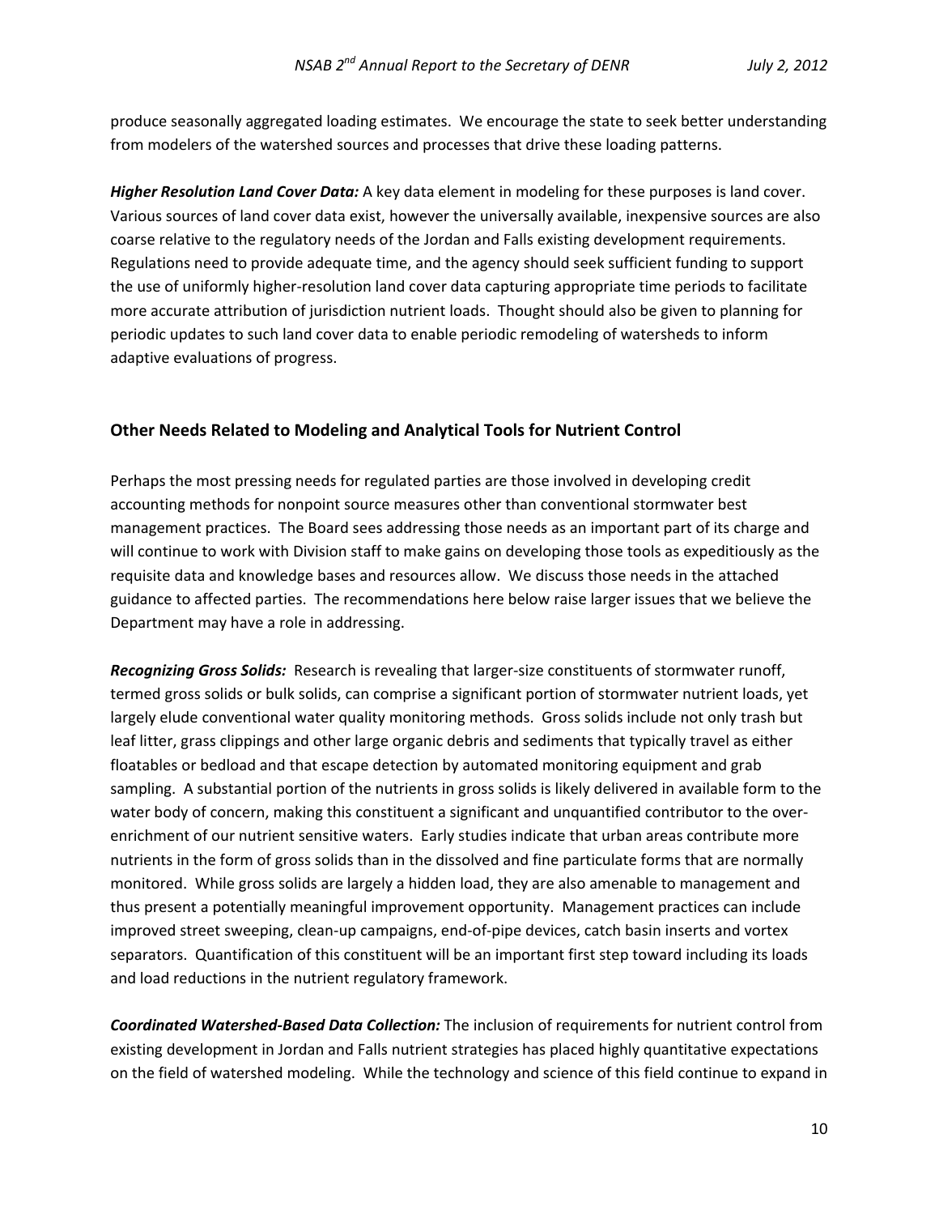produce seasonally aggregated loading estimates. We encourage the state to seek better understanding from modelers of the watershed sources and processes that drive these loading patterns.

***Higher Resolution Land Cover Data:*** A key data element in modeling for these purposes is land cover. Various sources of land cover data exist, however the universally available, inexpensive sources are also coarse relative to the regulatory needs of the Jordan and Falls existing development requirements. Regulations need to provide adequate time, and the agency should seek sufficient funding to support the use of uniformly higher-resolution land cover data capturing appropriate time periods to facilitate more accurate attribution of jurisdiction nutrient loads. Thought should also be given to planning for periodic updates to such land cover data to enable periodic remodeling of watersheds to inform adaptive evaluations of progress.

## Other Needs Related to Modeling and Analytical Tools for Nutrient Control

Perhaps the most pressing needs for regulated parties are those involved in developing credit accounting methods for nonpoint source measures other than conventional stormwater best management practices. The Board sees addressing those needs as an important part of its charge and will continue to work with Division staff to make gains on developing those tools as expeditiously as the requisite data and knowledge bases and resources allow. We discuss those needs in the attached guidance to affected parties. The recommendations here below raise larger issues that we believe the Department may have a role in addressing.

***Recognizing Gross Solids:*** Research is revealing that larger-size constituents of stormwater runoff, termed gross solids or bulk solids, can comprise a significant portion of stormwater nutrient loads, yet largely elude conventional water quality monitoring methods. Gross solids include not only trash but leaf litter, grass clippings and other large organic debris and sediments that typically travel as either floatables or bedload and that escape detection by automated monitoring equipment and grab sampling. A substantial portion of the nutrients in gross solids is likely delivered in available form to the water body of concern, making this constituent a significant and unquantified contributor to the over-enrichment of our nutrient sensitive waters. Early studies indicate that urban areas contribute more nutrients in the form of gross solids than in the dissolved and fine particulate forms that are normally monitored. While gross solids are largely a hidden load, they are also amenable to management and thus present a potentially meaningful improvement opportunity. Management practices can include improved street sweeping, clean-up campaigns, end-of-pipe devices, catch basin inserts and vortex separators. Quantification of this constituent will be an important first step toward including its loads and load reductions in the nutrient regulatory framework.

***Coordinated Watershed-Based Data Collection:*** The inclusion of requirements for nutrient control from existing development in Jordan and Falls nutrient strategies has placed highly quantitative expectations on the field of watershed modeling. While the technology and science of this field continue to expand in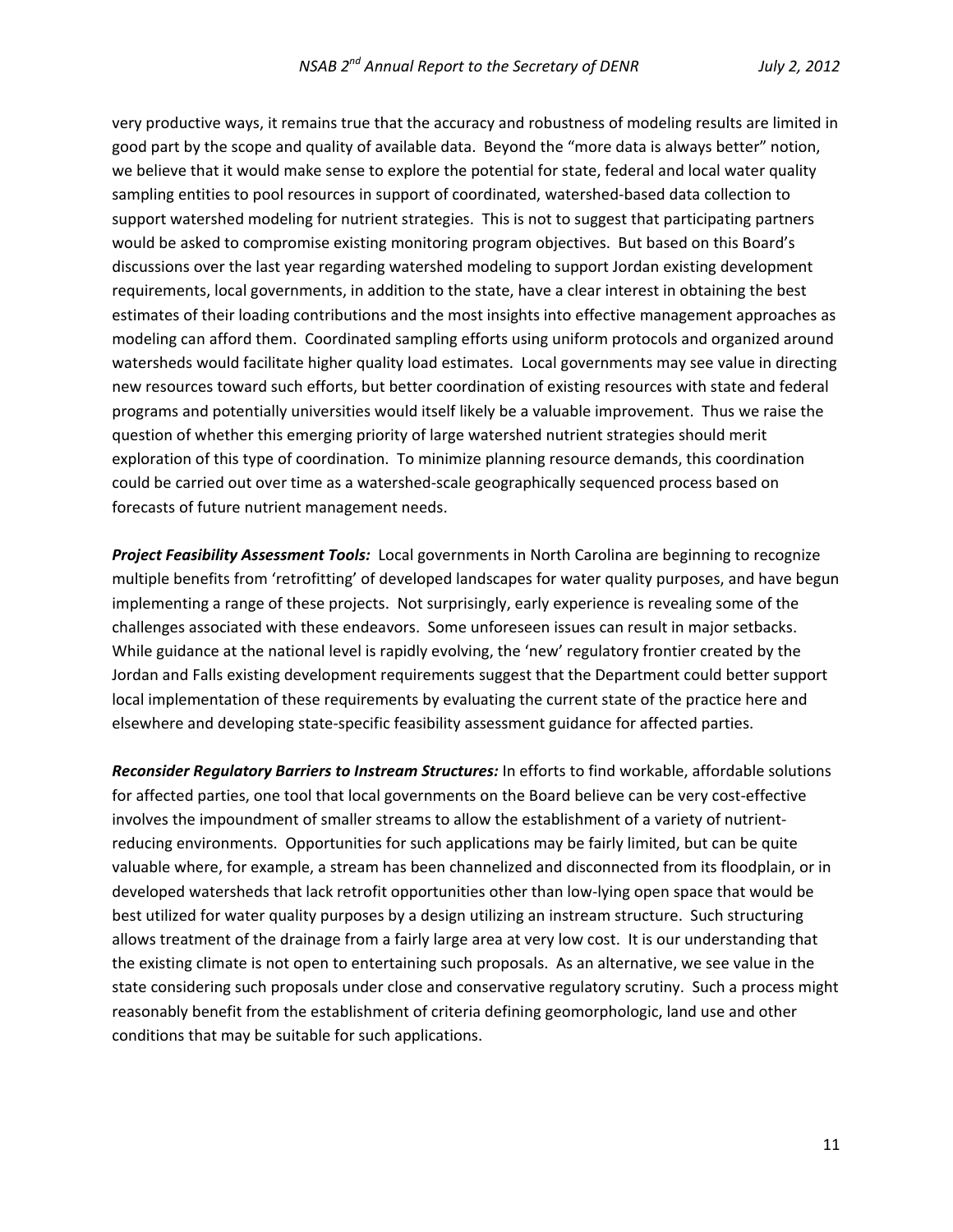very productive ways, it remains true that the accuracy and robustness of modeling results are limited in good part by the scope and quality of available data. Beyond the "more data is always better" notion, we believe that it would make sense to explore the potential for state, federal and local water quality sampling entities to pool resources in support of coordinated, watershed-based data collection to support watershed modeling for nutrient strategies. This is not to suggest that participating partners would be asked to compromise existing monitoring program objectives. But based on this Board's discussions over the last year regarding watershed modeling to support Jordan existing development requirements, local governments, in addition to the state, have a clear interest in obtaining the best estimates of their loading contributions and the most insights into effective management approaches as modeling can afford them. Coordinated sampling efforts using uniform protocols and organized around watersheds would facilitate higher quality load estimates. Local governments may see value in directing new resources toward such efforts, but better coordination of existing resources with state and federal programs and potentially universities would itself likely be a valuable improvement. Thus we raise the question of whether this emerging priority of large watershed nutrient strategies should merit exploration of this type of coordination. To minimize planning resource demands, this coordination could be carried out over time as a watershed-scale geographically sequenced process based on forecasts of future nutrient management needs.

***Project Feasibility Assessment Tools:*** Local governments in North Carolina are beginning to recognize multiple benefits from 'retrofitting' of developed landscapes for water quality purposes, and have begun implementing a range of these projects. Not surprisingly, early experience is revealing some of the challenges associated with these endeavors. Some unforeseen issues can result in major setbacks. While guidance at the national level is rapidly evolving, the 'new' regulatory frontier created by the Jordan and Falls existing development requirements suggest that the Department could better support local implementation of these requirements by evaluating the current state of the practice here and elsewhere and developing state-specific feasibility assessment guidance for affected parties.

***Reconsider Regulatory Barriers to Instream Structures:*** In efforts to find workable, affordable solutions for affected parties, one tool that local governments on the Board believe can be very cost-effective involves the impoundment of smaller streams to allow the establishment of a variety of nutrient-reducing environments. Opportunities for such applications may be fairly limited, but can be quite valuable where, for example, a stream has been channelized and disconnected from its floodplain, or in developed watersheds that lack retrofit opportunities other than low-lying open space that would be best utilized for water quality purposes by a design utilizing an instream structure. Such structuring allows treatment of the drainage from a fairly large area at very low cost. It is our understanding that the existing climate is not open to entertaining such proposals. As an alternative, we see value in the state considering such proposals under close and conservative regulatory scrutiny. Such a process might reasonably benefit from the establishment of criteria defining geomorphologic, land use and other conditions that may be suitable for such applications.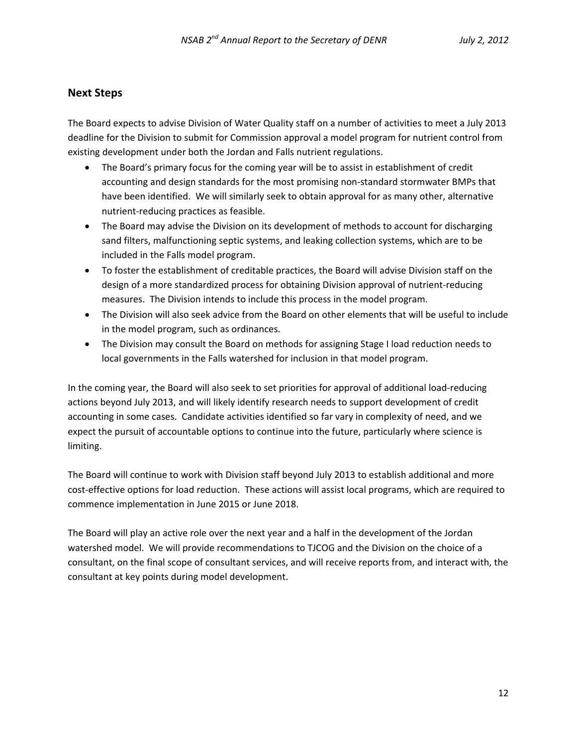## Next Steps

The Board expects to advise Division of Water Quality staff on a number of activities to meet a July 2013 deadline for the Division to submit for Commission approval a model program for nutrient control from existing development under both the Jordan and Falls nutrient regulations.

- The Board's primary focus for the coming year will be to assist in establishment of credit accounting and design standards for the most promising non-standard stormwater BMPs that have been identified. We will similarly seek to obtain approval for as many other, alternative nutrient-reducing practices as feasible.
- The Board may advise the Division on its development of methods to account for discharging sand filters, malfunctioning septic systems, and leaking collection systems, which are to be included in the Falls model program.
- To foster the establishment of creditable practices, the Board will advise Division staff on the design of a more standardized process for obtaining Division approval of nutrient-reducing measures. The Division intends to include this process in the model program.
- The Division will also seek advice from the Board on other elements that will be useful to include in the model program, such as ordinances.
- The Division may consult the Board on methods for assigning Stage I load reduction needs to local governments in the Falls watershed for inclusion in that model program.

In the coming year, the Board will also seek to set priorities for approval of additional load-reducing actions beyond July 2013, and will likely identify research needs to support development of credit accounting in some cases. Candidate activities identified so far vary in complexity of need, and we expect the pursuit of accountable options to continue into the future, particularly where science is limiting.

The Board will continue to work with Division staff beyond July 2013 to establish additional and more cost-effective options for load reduction. These actions will assist local programs, which are required to commence implementation in June 2015 or June 2018.

The Board will play an active role over the next year and a half in the development of the Jordan watershed model. We will provide recommendations to TJCOG and the Division on the choice of a consultant, on the final scope of consultant services, and will receive reports from, and interact with, the consultant at key points during model development.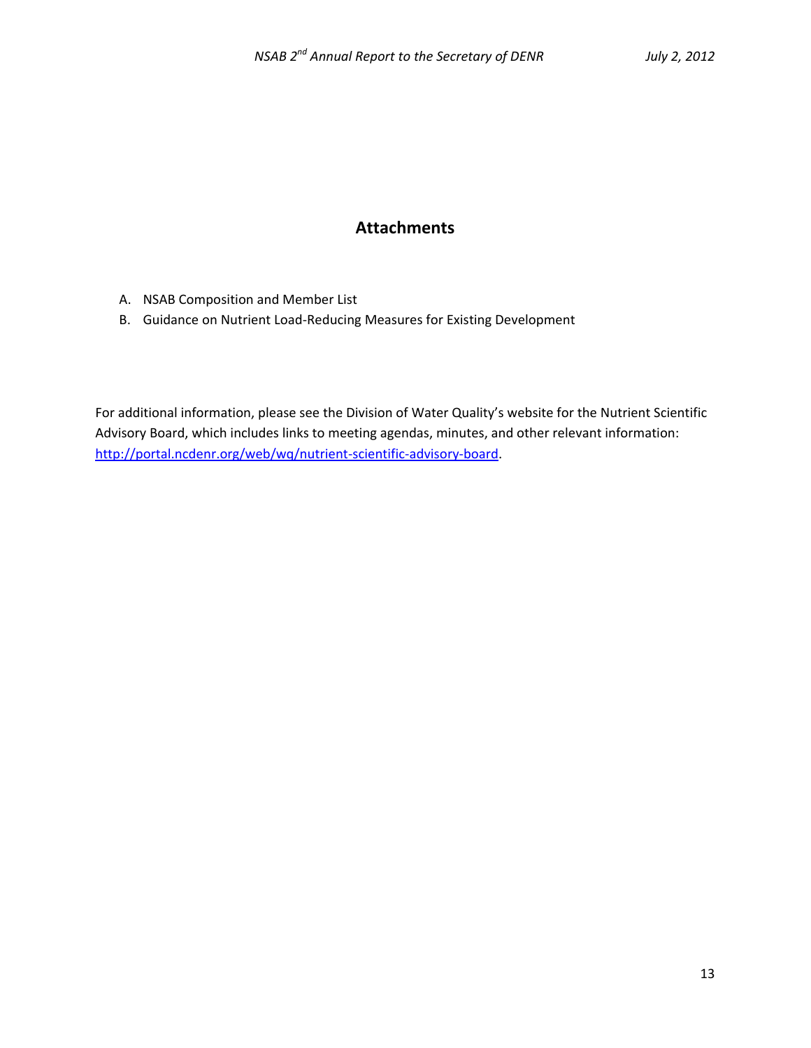## Attachments

A. NSAB Composition and Member List
B. Guidance on Nutrient Load-Reducing Measures for Existing Development

For additional information, please see the Division of Water Quality's website for the Nutrient Scientific Advisory Board, which includes links to meeting agendas, minutes, and other relevant information: http://portal.ncdenr.org/web/wq/nutrient-scientific-advisory-board.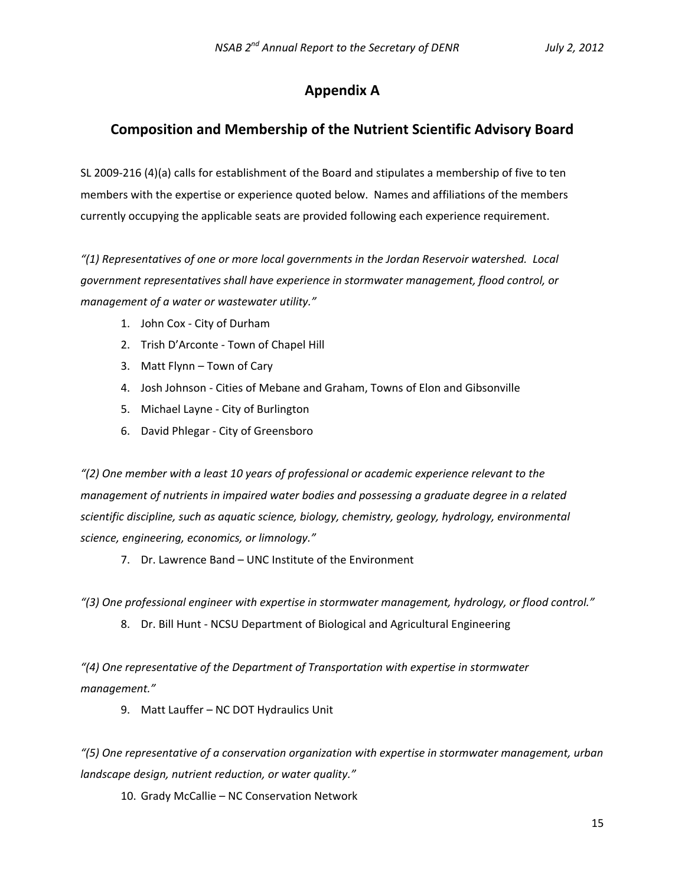# Appendix A

## Composition and Membership of the Nutrient Scientific Advisory Board

SL 2009-216 (4)(a) calls for establishment of the Board and stipulates a membership of five to ten members with the expertise or experience quoted below. Names and affiliations of the members currently occupying the applicable seats are provided following each experience requirement.

*"(1) Representatives of one or more local governments in the Jordan Reservoir watershed. Local government representatives shall have experience in stormwater management, flood control, or management of a water or wastewater utility."*

1. John Cox - City of Durham
2. Trish D'Arconte - Town of Chapel Hill
3. Matt Flynn – Town of Cary
4. Josh Johnson - Cities of Mebane and Graham, Towns of Elon and Gibsonville
5. Michael Layne - City of Burlington
6. David Phlegar - City of Greensboro

*"(2) One member with a least 10 years of professional or academic experience relevant to the management of nutrients in impaired water bodies and possessing a graduate degree in a related scientific discipline, such as aquatic science, biology, chemistry, geology, hydrology, environmental science, engineering, economics, or limnology."*

7. Dr. Lawrence Band – UNC Institute of the Environment

*"(3) One professional engineer with expertise in stormwater management, hydrology, or flood control."*

8. Dr. Bill Hunt - NCSU Department of Biological and Agricultural Engineering

*"(4) One representative of the Department of Transportation with expertise in stormwater management."*

9. Matt Lauffer – NC DOT Hydraulics Unit

*"(5) One representative of a conservation organization with expertise in stormwater management, urban landscape design, nutrient reduction, or water quality."*

10. Grady McCallie – NC Conservation Network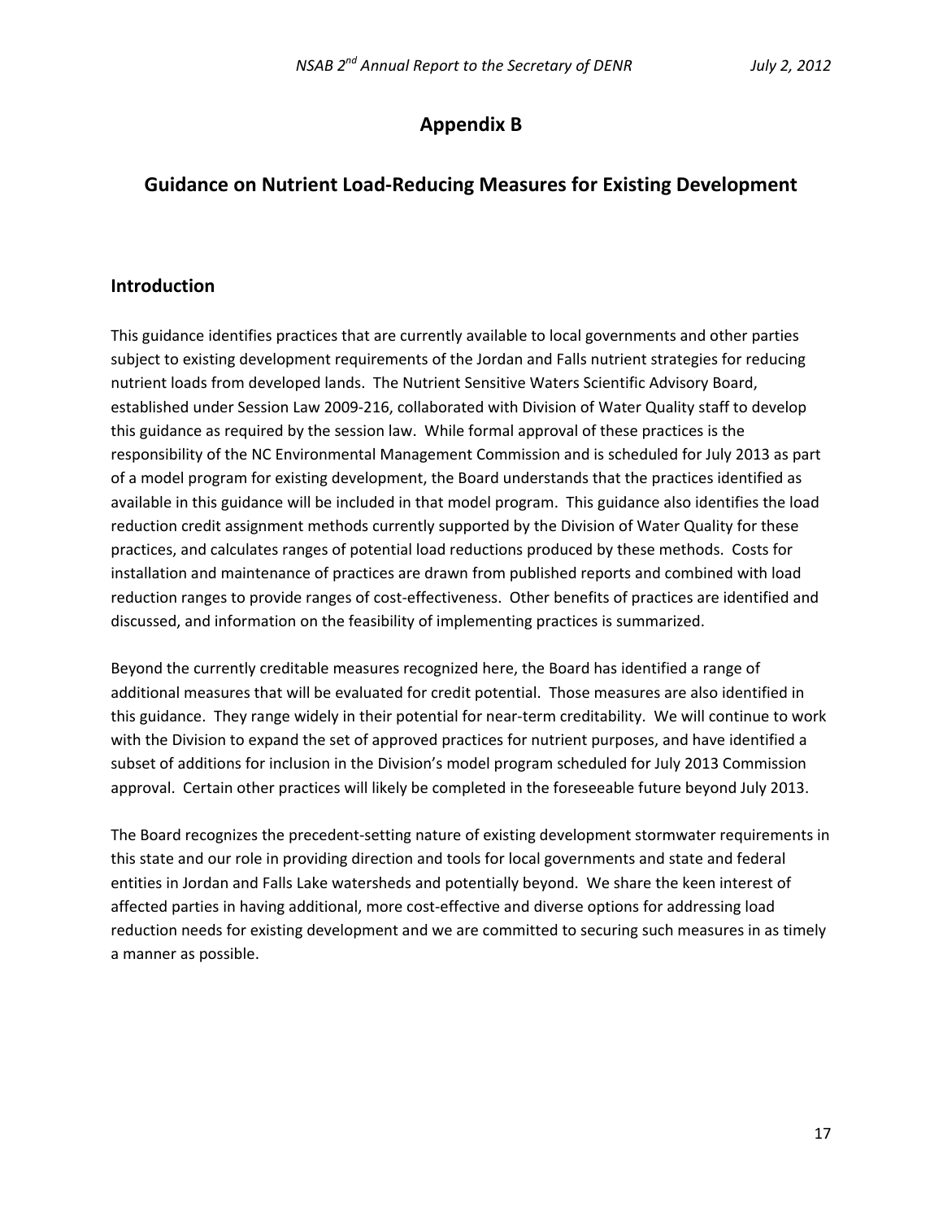# Appendix B

## Guidance on Nutrient Load-Reducing Measures for Existing Development

### Introduction

This guidance identifies practices that are currently available to local governments and other parties subject to existing development requirements of the Jordan and Falls nutrient strategies for reducing nutrient loads from developed lands. The Nutrient Sensitive Waters Scientific Advisory Board, established under Session Law 2009-216, collaborated with Division of Water Quality staff to develop this guidance as required by the session law. While formal approval of these practices is the responsibility of the NC Environmental Management Commission and is scheduled for July 2013 as part of a model program for existing development, the Board understands that the practices identified as available in this guidance will be included in that model program. This guidance also identifies the load reduction credit assignment methods currently supported by the Division of Water Quality for these practices, and calculates ranges of potential load reductions produced by these methods. Costs for installation and maintenance of practices are drawn from published reports and combined with load reduction ranges to provide ranges of cost-effectiveness. Other benefits of practices are identified and discussed, and information on the feasibility of implementing practices is summarized.

Beyond the currently creditable measures recognized here, the Board has identified a range of additional measures that will be evaluated for credit potential. Those measures are also identified in this guidance. They range widely in their potential for near-term creditability. We will continue to work with the Division to expand the set of approved practices for nutrient purposes, and have identified a subset of additions for inclusion in the Division's model program scheduled for July 2013 Commission approval. Certain other practices will likely be completed in the foreseeable future beyond July 2013.

The Board recognizes the precedent-setting nature of existing development stormwater requirements in this state and our role in providing direction and tools for local governments and state and federal entities in Jordan and Falls Lake watersheds and potentially beyond. We share the keen interest of affected parties in having additional, more cost-effective and diverse options for addressing load reduction needs for existing development and we are committed to securing such measures in as timely a manner as possible.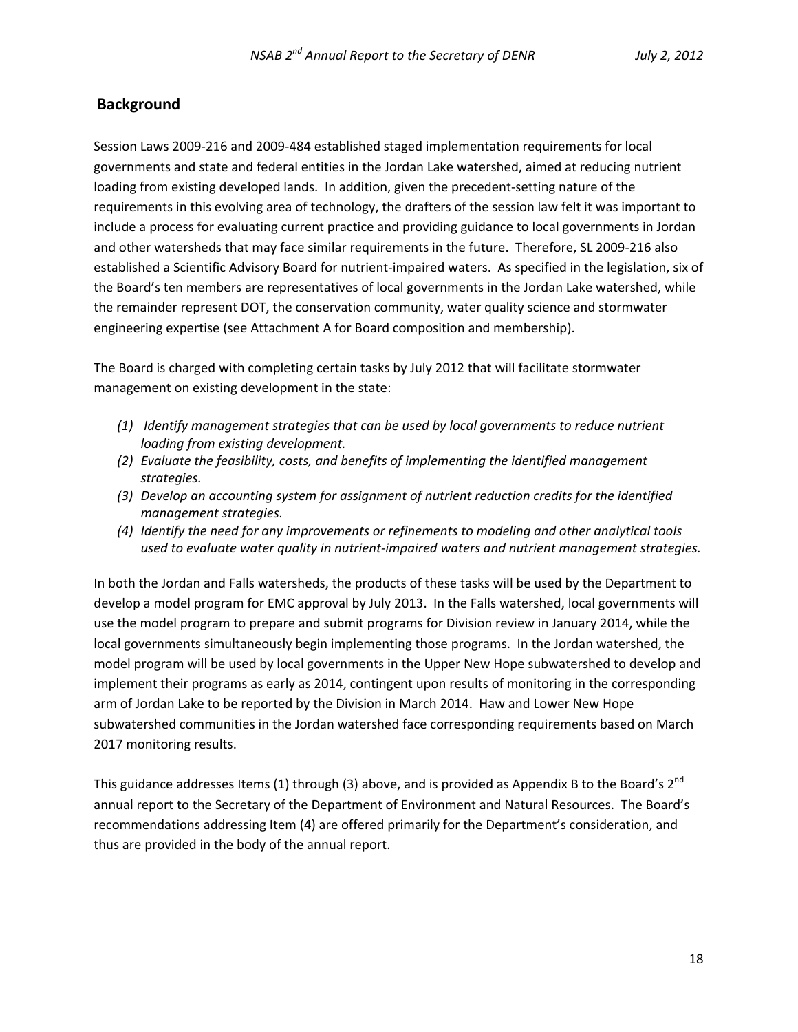## Background

Session Laws 2009-216 and 2009-484 established staged implementation requirements for local governments and state and federal entities in the Jordan Lake watershed, aimed at reducing nutrient loading from existing developed lands. In addition, given the precedent-setting nature of the requirements in this evolving area of technology, the drafters of the session law felt it was important to include a process for evaluating current practice and providing guidance to local governments in Jordan and other watersheds that may face similar requirements in the future. Therefore, SL 2009-216 also established a Scientific Advisory Board for nutrient-impaired waters. As specified in the legislation, six of the Board's ten members are representatives of local governments in the Jordan Lake watershed, while the remainder represent DOT, the conservation community, water quality science and stormwater engineering expertise (see Attachment A for Board composition and membership).

The Board is charged with completing certain tasks by July 2012 that will facilitate stormwater management on existing development in the state:

*(1) Identify management strategies that can be used by local governments to reduce nutrient loading from existing development.*
*(2) Evaluate the feasibility, costs, and benefits of implementing the identified management strategies.*
*(3) Develop an accounting system for assignment of nutrient reduction credits for the identified management strategies.*
*(4) Identify the need for any improvements or refinements to modeling and other analytical tools used to evaluate water quality in nutrient-impaired waters and nutrient management strategies.*

In both the Jordan and Falls watersheds, the products of these tasks will be used by the Department to develop a model program for EMC approval by July 2013. In the Falls watershed, local governments will use the model program to prepare and submit programs for Division review in January 2014, while the local governments simultaneously begin implementing those programs. In the Jordan watershed, the model program will be used by local governments in the Upper New Hope subwatershed to develop and implement their programs as early as 2014, contingent upon results of monitoring in the corresponding arm of Jordan Lake to be reported by the Division in March 2014. Haw and Lower New Hope subwatershed communities in the Jordan watershed face corresponding requirements based on March 2017 monitoring results.

This guidance addresses Items (1) through (3) above, and is provided as Appendix B to the Board's 2nd annual report to the Secretary of the Department of Environment and Natural Resources. The Board's recommendations addressing Item (4) are offered primarily for the Department's consideration, and thus are provided in the body of the annual report.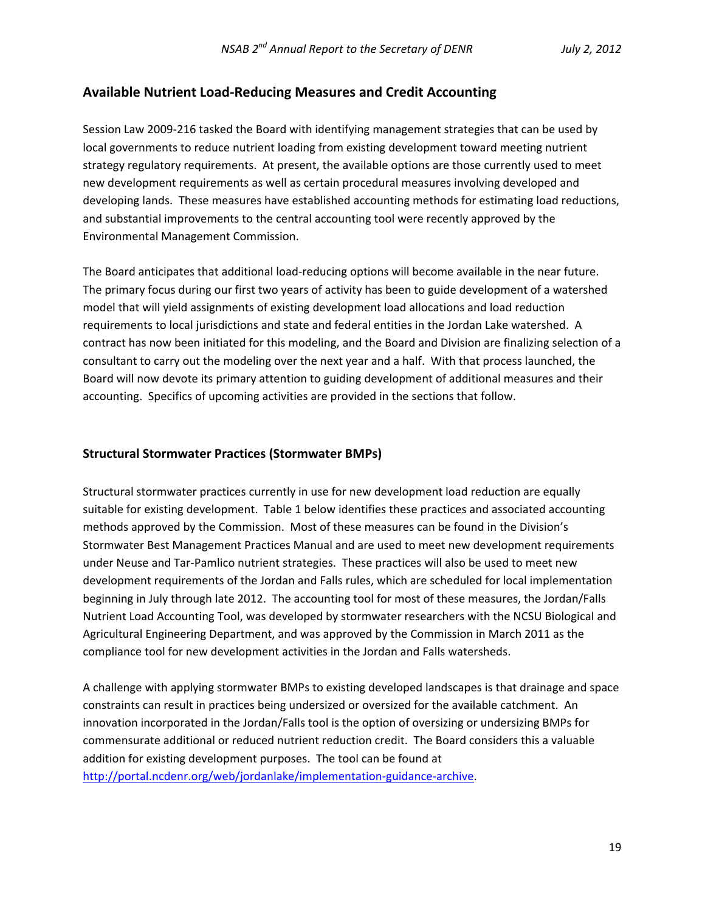## Available Nutrient Load-Reducing Measures and Credit Accounting

Session Law 2009-216 tasked the Board with identifying management strategies that can be used by local governments to reduce nutrient loading from existing development toward meeting nutrient strategy regulatory requirements. At present, the available options are those currently used to meet new development requirements as well as certain procedural measures involving developed and developing lands. These measures have established accounting methods for estimating load reductions, and substantial improvements to the central accounting tool were recently approved by the Environmental Management Commission.

The Board anticipates that additional load-reducing options will become available in the near future. The primary focus during our first two years of activity has been to guide development of a watershed model that will yield assignments of existing development load allocations and load reduction requirements to local jurisdictions and state and federal entities in the Jordan Lake watershed. A contract has now been initiated for this modeling, and the Board and Division are finalizing selection of a consultant to carry out the modeling over the next year and a half. With that process launched, the Board will now devote its primary attention to guiding development of additional measures and their accounting. Specifics of upcoming activities are provided in the sections that follow.

## Structural Stormwater Practices (Stormwater BMPs)

Structural stormwater practices currently in use for new development load reduction are equally suitable for existing development. Table 1 below identifies these practices and associated accounting methods approved by the Commission. Most of these measures can be found in the Division's Stormwater Best Management Practices Manual and are used to meet new development requirements under Neuse and Tar-Pamlico nutrient strategies. These practices will also be used to meet new development requirements of the Jordan and Falls rules, which are scheduled for local implementation beginning in July through late 2012. The accounting tool for most of these measures, the Jordan/Falls Nutrient Load Accounting Tool, was developed by stormwater researchers with the NCSU Biological and Agricultural Engineering Department, and was approved by the Commission in March 2011 as the compliance tool for new development activities in the Jordan and Falls watersheds.

A challenge with applying stormwater BMPs to existing developed landscapes is that drainage and space constraints can result in practices being undersized or oversized for the available catchment. An innovation incorporated in the Jordan/Falls tool is the option of oversizing or undersizing BMPs for commensurate additional or reduced nutrient reduction credit. The Board considers this a valuable addition for existing development purposes. The tool can be found at [http://portal.ncdenr.org/web/jordanlake/implementation-guidance-archive](http://portal.ncdenr.org/web/jordanlake/implementation-guidance-archive).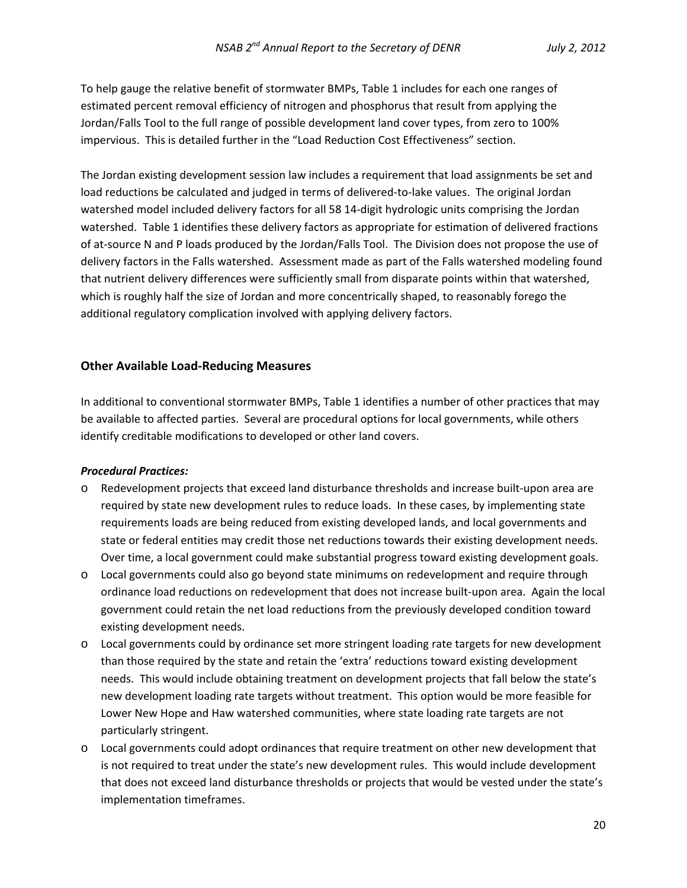To help gauge the relative benefit of stormwater BMPs, Table 1 includes for each one ranges of estimated percent removal efficiency of nitrogen and phosphorus that result from applying the Jordan/Falls Tool to the full range of possible development land cover types, from zero to 100% impervious. This is detailed further in the "Load Reduction Cost Effectiveness" section.

The Jordan existing development session law includes a requirement that load assignments be set and load reductions be calculated and judged in terms of delivered-to-lake values. The original Jordan watershed model included delivery factors for all 58 14-digit hydrologic units comprising the Jordan watershed. Table 1 identifies these delivery factors as appropriate for estimation of delivered fractions of at-source N and P loads produced by the Jordan/Falls Tool. The Division does not propose the use of delivery factors in the Falls watershed. Assessment made as part of the Falls watershed modeling found that nutrient delivery differences were sufficiently small from disparate points within that watershed, which is roughly half the size of Jordan and more concentrically shaped, to reasonably forego the additional regulatory complication involved with applying delivery factors.

## Other Available Load-Reducing Measures

In additional to conventional stormwater BMPs, Table 1 identifies a number of other practices that may be available to affected parties. Several are procedural options for local governments, while others identify creditable modifications to developed or other land covers.

***Procedural Practices:***

- Redevelopment projects that exceed land disturbance thresholds and increase built-upon area are required by state new development rules to reduce loads. In these cases, by implementing state requirements loads are being reduced from existing developed lands, and local governments and state or federal entities may credit those net reductions towards their existing development needs. Over time, a local government could make substantial progress toward existing development goals.
- Local governments could also go beyond state minimums on redevelopment and require through ordinance load reductions on redevelopment that does not increase built-upon area. Again the local government could retain the net load reductions from the previously developed condition toward existing development needs.
- Local governments could by ordinance set more stringent loading rate targets for new development than those required by the state and retain the 'extra' reductions toward existing development needs. This would include obtaining treatment on development projects that fall below the state's new development loading rate targets without treatment. This option would be more feasible for Lower New Hope and Haw watershed communities, where state loading rate targets are not particularly stringent.
- Local governments could adopt ordinances that require treatment on other new development that is not required to treat under the state's new development rules. This would include development that does not exceed land disturbance thresholds or projects that would be vested under the state's implementation timeframes.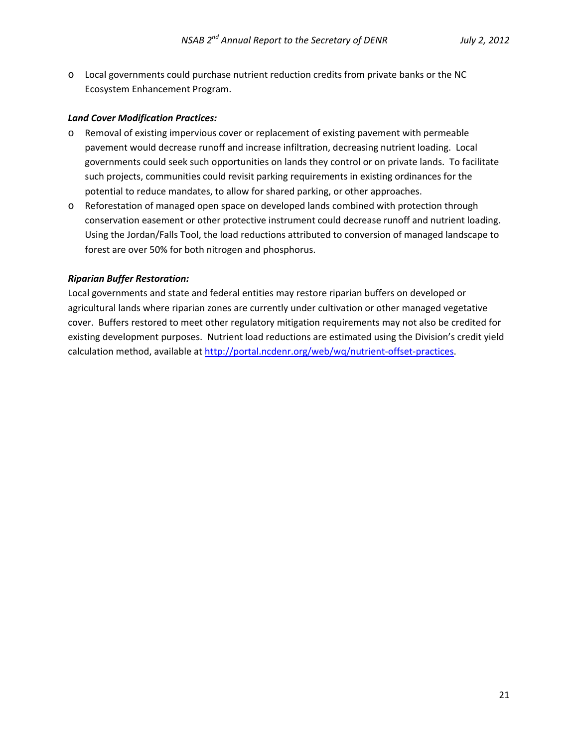- Local governments could purchase nutrient reduction credits from private banks or the NC Ecosystem Enhancement Program.

***Land Cover Modification Practices:***

- Removal of existing impervious cover or replacement of existing pavement with permeable pavement would decrease runoff and increase infiltration, decreasing nutrient loading. Local governments could seek such opportunities on lands they control or on private lands. To facilitate such projects, communities could revisit parking requirements in existing ordinances for the potential to reduce mandates, to allow for shared parking, or other approaches.
- Reforestation of managed open space on developed lands combined with protection through conservation easement or other protective instrument could decrease runoff and nutrient loading. Using the Jordan/Falls Tool, the load reductions attributed to conversion of managed landscape to forest are over 50% for both nitrogen and phosphorus.

***Riparian Buffer Restoration:***

Local governments and state and federal entities may restore riparian buffers on developed or agricultural lands where riparian zones are currently under cultivation or other managed vegetative cover. Buffers restored to meet other regulatory mitigation requirements may not also be credited for existing development purposes. Nutrient load reductions are estimated using the Division's credit yield calculation method, available at [http://portal.ncdenr.org/web/wq/nutrient-offset-practices](http://portal.ncdenr.org/web/wq/nutrient-offset-practices).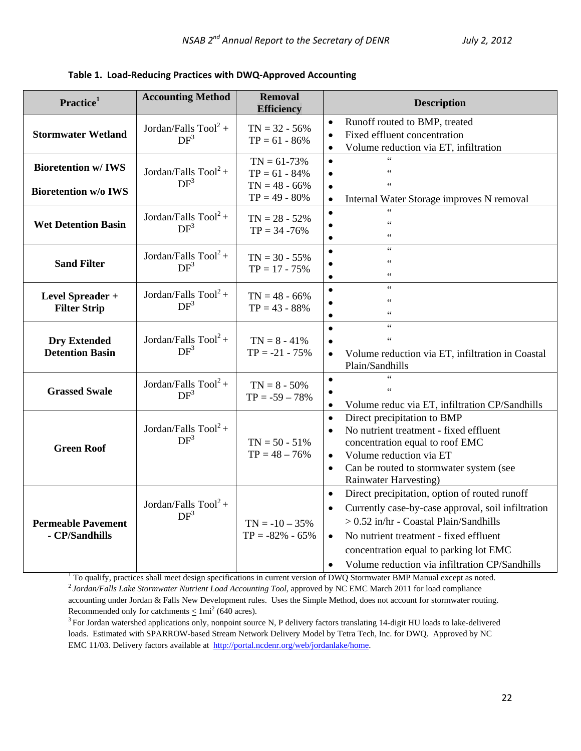**Table 1. Load-Reducing Practices with DWQ-Approved Accounting**

| Practice[1] | Accounting Method | Removal Efficiency | Description |
|---|---|---|---|
| **Stormwater Wetland** | Jordan/Falls Tool[2] + DF[3] | TN = 32 - 56%<br>TP = 61 - 86% | • Runoff routed to BMP, treated<br>• Fixed effluent concentration<br>• Volume reduction via ET, infiltration |
| **Bioretention w/ IWS**<br><br>**Bioretention w/o IWS** | Jordan/Falls Tool[2] + DF[3] | TN = 61-73%<br>TP = 61 - 84%<br>TN = 48 - 66%<br>TP = 49 - 80% | • "<br>• "<br>• "<br>• Internal Water Storage improves N removal |
| **Wet Detention Basin** | Jordan/Falls Tool[2] + DF[3] | TN = 28 - 52%<br>TP = 34 -76% | • "<br>• "<br>• " |
| **Sand Filter** | Jordan/Falls Tool[2] + DF[3] | TN = 30 - 55%<br>TP = 17 - 75% | • "<br>• "<br>• " |
| **Level Spreader + Filter Strip** | Jordan/Falls Tool[2] + DF[3] | TN = 48 - 66%<br>TP = 43 - 88% | • "<br>• "<br>• " |
| **Dry Extended Detention Basin** | Jordan/Falls Tool[2] + DF[3] | TN = 8 - 41%<br>TP = -21 - 75% | • "<br>• "<br>• Volume reduction via ET, infiltration in Coastal Plain/Sandhills |
| **Grassed Swale** | Jordan/Falls Tool[2] + DF[3] | TN = 8 - 50%<br>TP = -59 – 78% | • "<br>• "<br>• Volume reduc via ET, infiltration CP/Sandhills |
| **Green Roof** | Jordan/Falls Tool[2] + DF[3] | TN = 50 - 51%<br>TP = 48 – 76% | • Direct precipitation to BMP<br>• No nutrient treatment - fixed effluent concentration equal to roof EMC<br>• Volume reduction via ET<br>• Can be routed to stormwater system (see Rainwater Harvesting) |
| **Permeable Pavement - CP/Sandhills** | Jordan/Falls Tool[2] + DF[3] | TN = -10 – 35%<br>TP = -82% - 65% | • Direct precipitation, option of routed runoff<br>• Currently case-by-case approval, soil infiltration > 0.52 in/hr - Coastal Plain/Sandhills<br>• No nutrient treatment - fixed effluent concentration equal to parking lot EMC<br>• Volume reduction via infiltration CP/Sandhills |

[1] To qualify, practices shall meet design specifications in current version of DWQ Stormwater BMP Manual except as noted.
[2] *Jordan/Falls Lake Stormwater Nutrient Load Accounting Tool*, approved by NC EMC March 2011 for load compliance accounting under Jordan & Falls New Development rules. Uses the Simple Method, does not account for stormwater routing. Recommended only for catchments ≤ 1mi² (640 acres).
[3] For Jordan watershed applications only, nonpoint source N, P delivery factors translating 14-digit HU loads to lake-delivered loads. Estimated with SPARROW-based Stream Network Delivery Model by Tetra Tech, Inc. for DWQ. Approved by NC EMC 11/03. Delivery factors available at http://portal.ncdenr.org/web/jordanlake/home.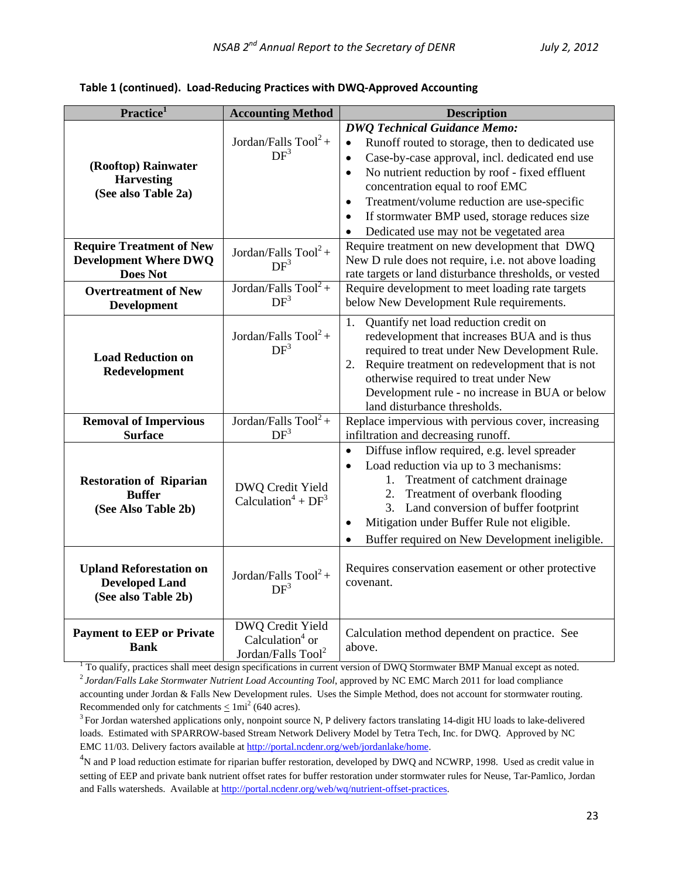**Table 1 (continued). Load-Reducing Practices with DWQ-Approved Accounting**

| Practice[1] | Accounting Method | Description |
|---|---|---|
| **(Rooftop) Rainwater Harvesting (See also Table 2a)** | Jordan/Falls Tool[2] + DF[3] | ***DWQ Technical Guidance Memo:*** <br>• Runoff routed to storage, then to dedicated use <br>• Case-by-case approval, incl. dedicated end use <br>• No nutrient reduction by roof - fixed effluent concentration equal to roof EMC <br>• Treatment/volume reduction are use-specific <br>• If stormwater BMP used, storage reduces size <br>• Dedicated use may not be vegetated area |
| **Require Treatment of New Development Where DWQ Does Not** | Jordan/Falls Tool[2] + DF[3] | Require treatment on new development that DWQ New D rule does not require, i.e. not above loading rate targets or land disturbance thresholds, or vested |
| **Overtreatment of New Development** | Jordan/Falls Tool[2] + DF[3] | Require development to meet loading rate targets below New Development Rule requirements. |
| **Load Reduction on Redevelopment** | Jordan/Falls Tool[2] + DF[3] | 1. Quantify net load reduction credit on redevelopment that increases BUA and is thus required to treat under New Development Rule. <br>2. Require treatment on redevelopment that is not otherwise required to treat under New Development rule - no increase in BUA or below land disturbance thresholds. |
| **Removal of Impervious Surface** | Jordan/Falls Tool[2] + DF[3] | Replace impervious with pervious cover, increasing infiltration and decreasing runoff. |
| **Restoration of Riparian Buffer (See Also Table 2b)** | DWQ Credit Yield Calculation[4] + DF[3] | • Diffuse inflow required, e.g. level spreader <br>• Load reduction via up to 3 mechanisms: <br>&nbsp;&nbsp;1. Treatment of catchment drainage <br>&nbsp;&nbsp;2. Treatment of overbank flooding <br>&nbsp;&nbsp;3. Land conversion of buffer footprint <br>• Mitigation under Buffer Rule not eligible. <br>• Buffer required on New Development ineligible. |
| **Upland Reforestation on Developed Land (See also Table 2b)** | Jordan/Falls Tool[2] + DF[3] | Requires conservation easement or other protective covenant. |
| **Payment to EEP or Private Bank** | DWQ Credit Yield Calculation[4] or Jordan/Falls Tool[2] | Calculation method dependent on practice. See above. |

[1] To qualify, practices shall meet design specifications in current version of DWQ Stormwater BMP Manual except as noted.

[2] *Jordan/Falls Lake Stormwater Nutrient Load Accounting Tool*, approved by NC EMC March 2011 for load compliance accounting under Jordan & Falls New Development rules. Uses the Simple Method, does not account for stormwater routing. Recommended only for catchments $\leq$ 1mi$^2$ (640 acres).

[3] For Jordan watershed applications only, nonpoint source N, P delivery factors translating 14-digit HU loads to lake-delivered loads. Estimated with SPARROW-based Stream Network Delivery Model by Tetra Tech, Inc. for DWQ. Approved by NC EMC 11/03. Delivery factors available at http://portal.ncdenr.org/web/jordanlake/home.

[4] N and P load reduction estimate for riparian buffer restoration, developed by DWQ and NCWRP, 1998. Used as credit value in setting of EEP and private bank nutrient offset rates for buffer restoration under stormwater rules for Neuse, Tar-Pamlico, Jordan and Falls watersheds. Available at http://portal.ncdenr.org/web/wq/nutrient-offset-practices.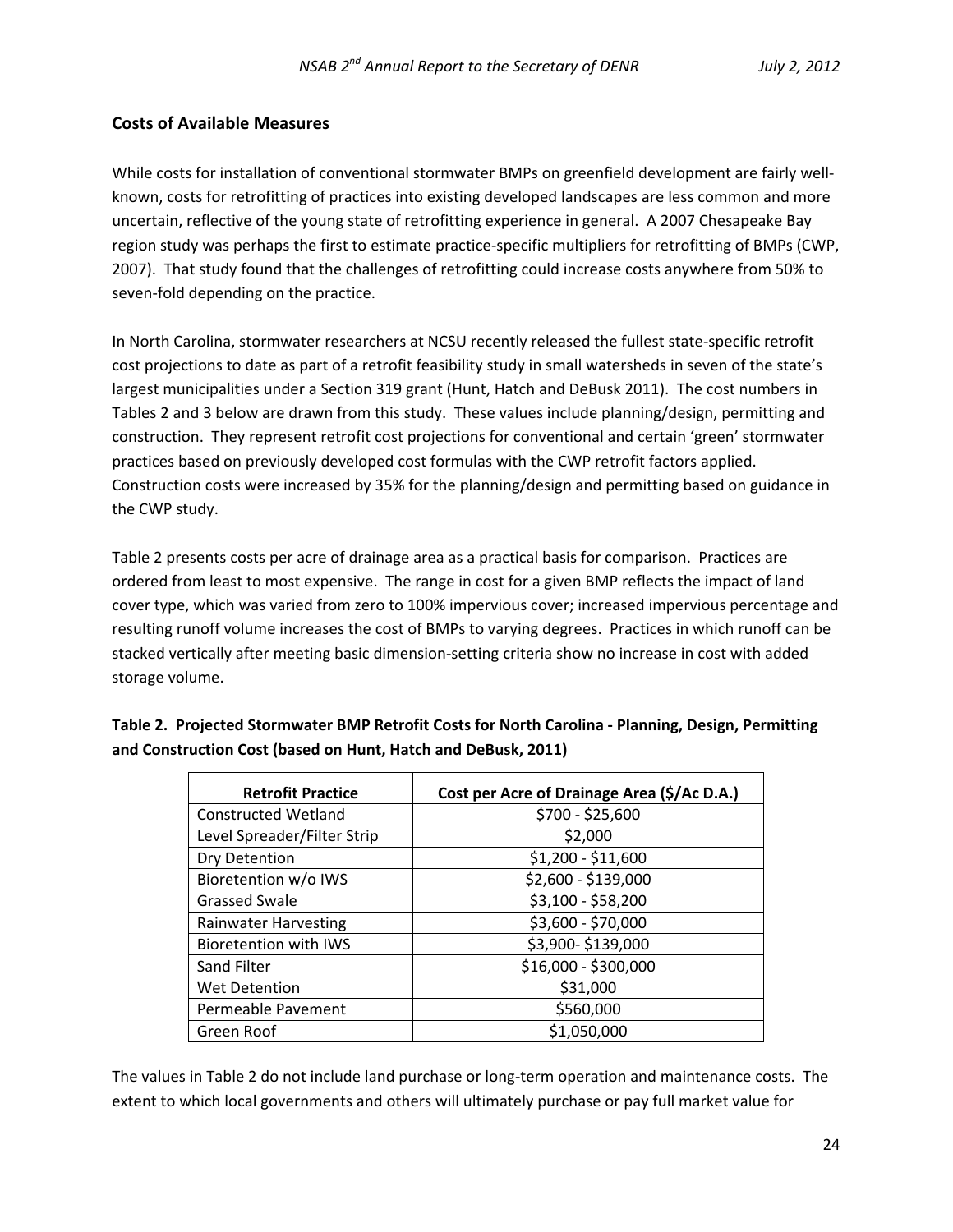## Costs of Available Measures

While costs for installation of conventional stormwater BMPs on greenfield development are fairly well-known, costs for retrofitting of practices into existing developed landscapes are less common and more uncertain, reflective of the young state of retrofitting experience in general. A 2007 Chesapeake Bay region study was perhaps the first to estimate practice-specific multipliers for retrofitting of BMPs (CWP, 2007). That study found that the challenges of retrofitting could increase costs anywhere from 50% to seven-fold depending on the practice.

In North Carolina, stormwater researchers at NCSU recently released the fullest state-specific retrofit cost projections to date as part of a retrofit feasibility study in small watersheds in seven of the state's largest municipalities under a Section 319 grant (Hunt, Hatch and DeBusk 2011). The cost numbers in Tables 2 and 3 below are drawn from this study. These values include planning/design, permitting and construction. They represent retrofit cost projections for conventional and certain 'green' stormwater practices based on previously developed cost formulas with the CWP retrofit factors applied. Construction costs were increased by 35% for the planning/design and permitting based on guidance in the CWP study.

Table 2 presents costs per acre of drainage area as a practical basis for comparison. Practices are ordered from least to most expensive. The range in cost for a given BMP reflects the impact of land cover type, which was varied from zero to 100% impervious cover; increased impervious percentage and resulting runoff volume increases the cost of BMPs to varying degrees. Practices in which runoff can be stacked vertically after meeting basic dimension-setting criteria show no increase in cost with added storage volume.

**Table 2. Projected Stormwater BMP Retrofit Costs for North Carolina - Planning, Design, Permitting and Construction Cost (based on Hunt, Hatch and DeBusk, 2011)**

| Retrofit Practice | Cost per Acre of Drainage Area ($/Ac D.A.) |
|---|---|
| Constructed Wetland | $700 - $25,600 |
| Level Spreader/Filter Strip | $2,000 |
| Dry Detention | $1,200 - $11,600 |
| Bioretention w/o IWS | $2,600 - $139,000 |
| Grassed Swale | $3,100 - $58,200 |
| Rainwater Harvesting | $3,600 - $70,000 |
| Bioretention with IWS | $3,900- $139,000 |
| Sand Filter | $16,000 - $300,000 |
| Wet Detention | $31,000 |
| Permeable Pavement | $560,000 |
| Green Roof | $1,050,000 |

The values in Table 2 do not include land purchase or long-term operation and maintenance costs. The extent to which local governments and others will ultimately purchase or pay full market value for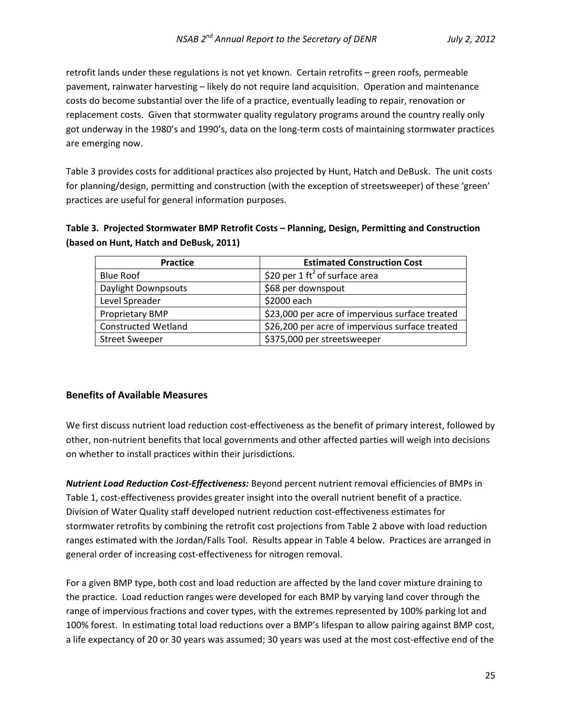retrofit lands under these regulations is not yet known. Certain retrofits – green roofs, permeable pavement, rainwater harvesting – likely do not require land acquisition. Operation and maintenance costs do become substantial over the life of a practice, eventually leading to repair, renovation or replacement costs. Given that stormwater quality regulatory programs around the country really only got underway in the 1980's and 1990's, data on the long-term costs of maintaining stormwater practices are emerging now.

Table 3 provides costs for additional practices also projected by Hunt, Hatch and DeBusk. The unit costs for planning/design, permitting and construction (with the exception of streetsweeper) of these 'green' practices are useful for general information purposes.

**Table 3. Projected Stormwater BMP Retrofit Costs – Planning, Design, Permitting and Construction (based on Hunt, Hatch and DeBusk, 2011)**

| Practice | Estimated Construction Cost |
|---|---|
| Blue Roof | \$20 per 1 $ft^2$ of surface area |
| Daylight Downpsouts | \$68 per downspout |
| Level Spreader | \$2000 each |
| Proprietary BMP | \$23,000 per acre of impervious surface treated |
| Constructed Wetland | \$26,200 per acre of impervious surface treated |
| Street Sweeper | \$375,000 per streetsweeper |

## Benefits of Available Measures

We first discuss nutrient load reduction cost-effectiveness as the benefit of primary interest, followed by other, non-nutrient benefits that local governments and other affected parties will weigh into decisions on whether to install practices within their jurisdictions.

***Nutrient Load Reduction Cost-Effectiveness:*** Beyond percent nutrient removal efficiencies of BMPs in Table 1, cost-effectiveness provides greater insight into the overall nutrient benefit of a practice. Division of Water Quality staff developed nutrient reduction cost-effectiveness estimates for stormwater retrofits by combining the retrofit cost projections from Table 2 above with load reduction ranges estimated with the Jordan/Falls Tool. Results appear in Table 4 below. Practices are arranged in general order of increasing cost-effectiveness for nitrogen removal.

For a given BMP type, both cost and load reduction are affected by the land cover mixture draining to the practice. Load reduction ranges were developed for each BMP by varying land cover through the range of impervious fractions and cover types, with the extremes represented by 100% parking lot and 100% forest. In estimating total load reductions over a BMP's lifespan to allow pairing against BMP cost, a life expectancy of 20 or 30 years was assumed; 30 years was used at the most cost-effective end of the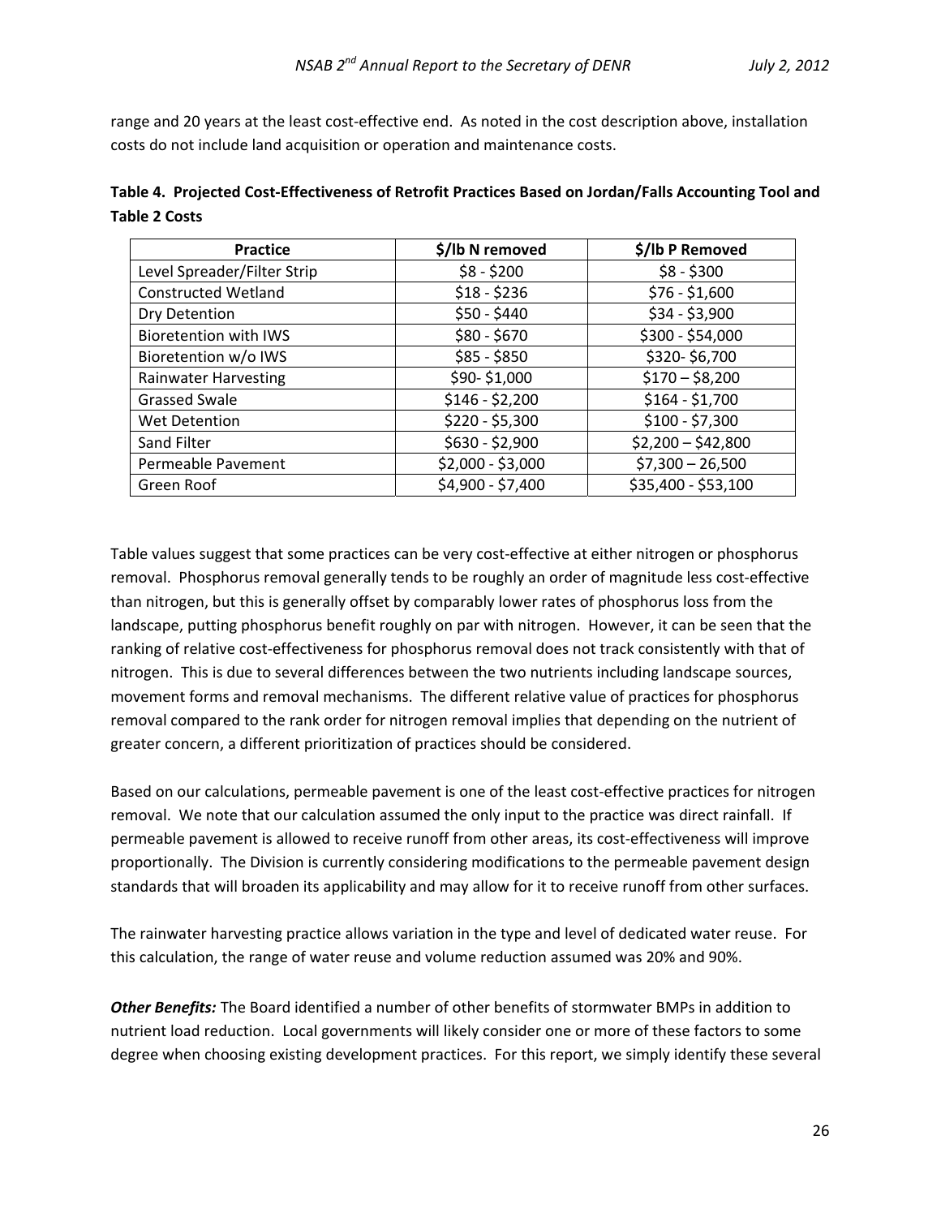range and 20 years at the least cost-effective end. As noted in the cost description above, installation costs do not include land acquisition or operation and maintenance costs.

**Table 4. Projected Cost-Effectiveness of Retrofit Practices Based on Jordan/Falls Accounting Tool and Table 2 Costs**

| Practice | $/lb N removed | $/lb P Removed |
|---|---|---|
| Level Spreader/Filter Strip | $8 - $200 | $8 - $300 |
| Constructed Wetland | $18 - $236 | $76 - $1,600 |
| Dry Detention | $50 - $440 | $34 - $3,900 |
| Bioretention with IWS | $80 - $670 | $300 - $54,000 |
| Bioretention w/o IWS | $85 - $850 | $320- $6,700 |
| Rainwater Harvesting | $90- $1,000 | $170 – $8,200 |
| Grassed Swale | $146 - $2,200 | $164 - $1,700 |
| Wet Detention | $220 - $5,300 | $100 - $7,300 |
| Sand Filter | $630 - $2,900 | $2,200 – $42,800 |
| Permeable Pavement | $2,000 - $3,000 | $7,300 – 26,500 |
| Green Roof | $4,900 - $7,400 | $35,400 - $53,100 |

Table values suggest that some practices can be very cost-effective at either nitrogen or phosphorus removal. Phosphorus removal generally tends to be roughly an order of magnitude less cost-effective than nitrogen, but this is generally offset by comparably lower rates of phosphorus loss from the landscape, putting phosphorus benefit roughly on par with nitrogen. However, it can be seen that the ranking of relative cost-effectiveness for phosphorus removal does not track consistently with that of nitrogen. This is due to several differences between the two nutrients including landscape sources, movement forms and removal mechanisms. The different relative value of practices for phosphorus removal compared to the rank order for nitrogen removal implies that depending on the nutrient of greater concern, a different prioritization of practices should be considered.

Based on our calculations, permeable pavement is one of the least cost-effective practices for nitrogen removal. We note that our calculation assumed the only input to the practice was direct rainfall. If permeable pavement is allowed to receive runoff from other areas, its cost-effectiveness will improve proportionally. The Division is currently considering modifications to the permeable pavement design standards that will broaden its applicability and may allow for it to receive runoff from other surfaces.

The rainwater harvesting practice allows variation in the type and level of dedicated water reuse. For this calculation, the range of water reuse and volume reduction assumed was 20% and 90%.

***Other Benefits:*** The Board identified a number of other benefits of stormwater BMPs in addition to nutrient load reduction. Local governments will likely consider one or more of these factors to some degree when choosing existing development practices. For this report, we simply identify these several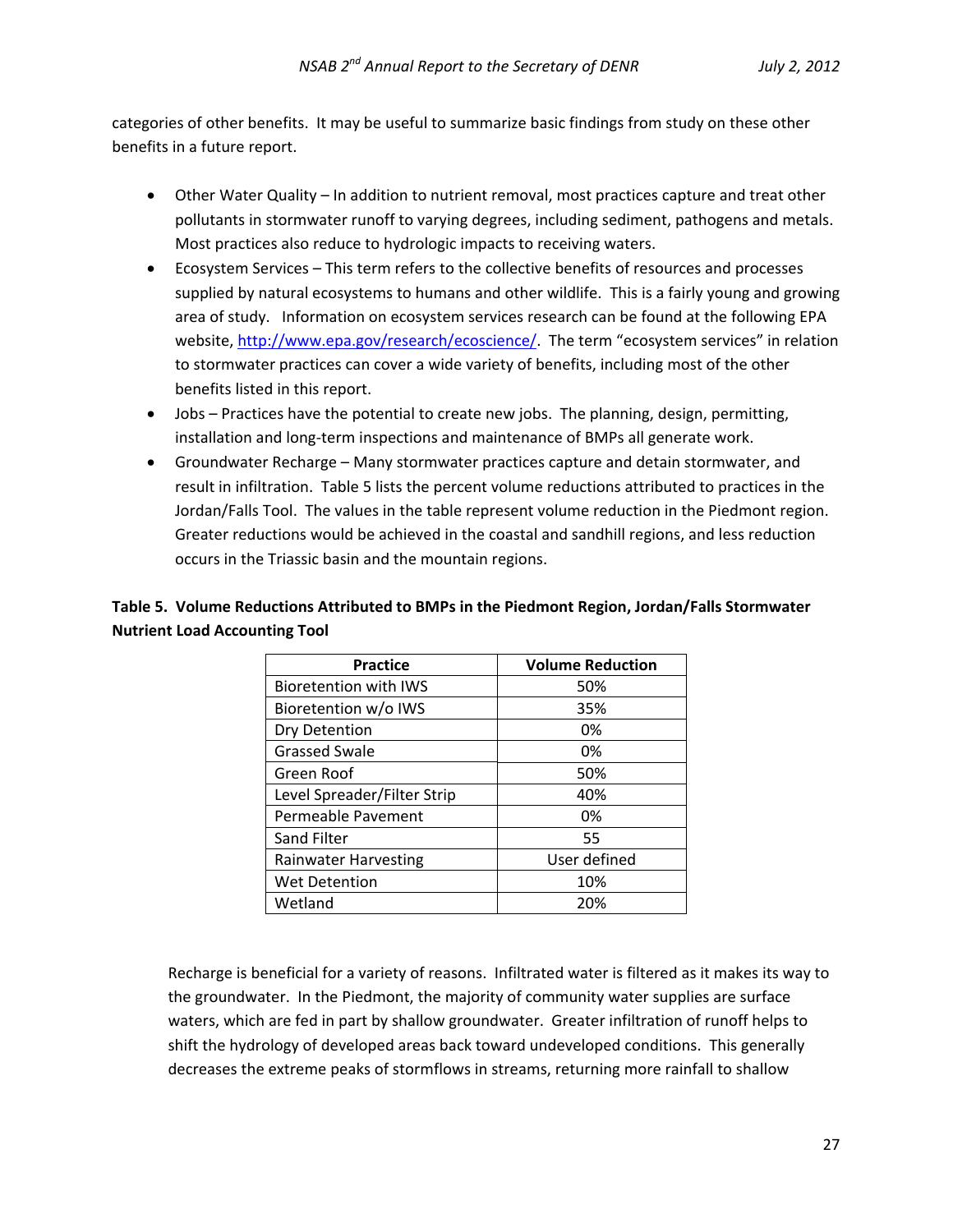categories of other benefits. It may be useful to summarize basic findings from study on these other benefits in a future report.

- Other Water Quality – In addition to nutrient removal, most practices capture and treat other pollutants in stormwater runoff to varying degrees, including sediment, pathogens and metals. Most practices also reduce to hydrologic impacts to receiving waters.
- Ecosystem Services – This term refers to the collective benefits of resources and processes supplied by natural ecosystems to humans and other wildlife. This is a fairly young and growing area of study. Information on ecosystem services research can be found at the following EPA website, http://www.epa.gov/research/ecoscience/. The term "ecosystem services" in relation to stormwater practices can cover a wide variety of benefits, including most of the other benefits listed in this report.
- Jobs – Practices have the potential to create new jobs. The planning, design, permitting, installation and long-term inspections and maintenance of BMPs all generate work.
- Groundwater Recharge – Many stormwater practices capture and detain stormwater, and result in infiltration. Table 5 lists the percent volume reductions attributed to practices in the Jordan/Falls Tool. The values in the table represent volume reduction in the Piedmont region. Greater reductions would be achieved in the coastal and sandhill regions, and less reduction occurs in the Triassic basin and the mountain regions.

**Table 5. Volume Reductions Attributed to BMPs in the Piedmont Region, Jordan/Falls Stormwater Nutrient Load Accounting Tool**

| Practice | Volume Reduction |
|---|---|
| Bioretention with IWS | 50% |
| Bioretention w/o IWS | 35% |
| Dry Detention | 0% |
| Grassed Swale | 0% |
| Green Roof | 50% |
| Level Spreader/Filter Strip | 40% |
| Permeable Pavement | 0% |
| Sand Filter | 55 |
| Rainwater Harvesting | User defined |
| Wet Detention | 10% |
| Wetland | 20% |

Recharge is beneficial for a variety of reasons. Infiltrated water is filtered as it makes its way to the groundwater. In the Piedmont, the majority of community water supplies are surface waters, which are fed in part by shallow groundwater. Greater infiltration of runoff helps to shift the hydrology of developed areas back toward undeveloped conditions. This generally decreases the extreme peaks of stormflows in streams, returning more rainfall to shallow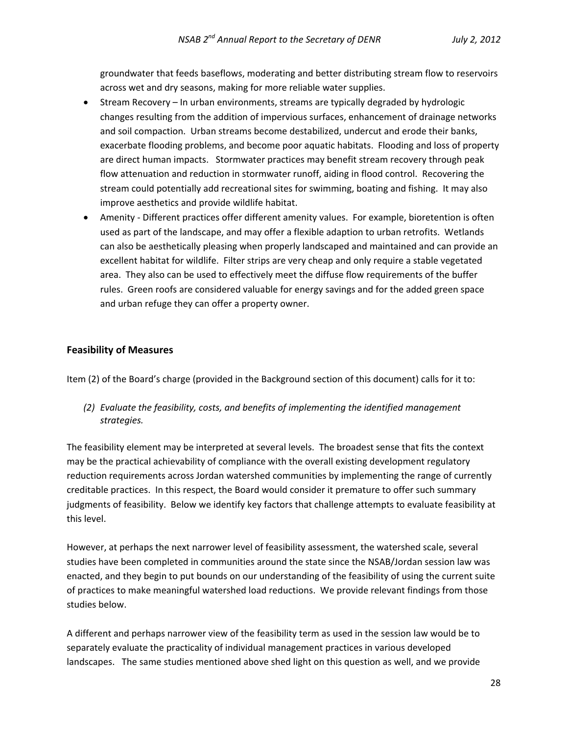groundwater that feeds baseflows, moderating and better distributing stream flow to reservoirs across wet and dry seasons, making for more reliable water supplies.

- Stream Recovery – In urban environments, streams are typically degraded by hydrologic changes resulting from the addition of impervious surfaces, enhancement of drainage networks and soil compaction. Urban streams become destabilized, undercut and erode their banks, exacerbate flooding problems, and become poor aquatic habitats. Flooding and loss of property are direct human impacts. Stormwater practices may benefit stream recovery through peak flow attenuation and reduction in stormwater runoff, aiding in flood control. Recovering the stream could potentially add recreational sites for swimming, boating and fishing. It may also improve aesthetics and provide wildlife habitat.
- Amenity - Different practices offer different amenity values. For example, bioretention is often used as part of the landscape, and may offer a flexible adaption to urban retrofits. Wetlands can also be aesthetically pleasing when properly landscaped and maintained and can provide an excellent habitat for wildlife. Filter strips are very cheap and only require a stable vegetated area. They also can be used to effectively meet the diffuse flow requirements of the buffer rules. Green roofs are considered valuable for energy savings and for the added green space and urban refuge they can offer a property owner.

## Feasibility of Measures

Item (2) of the Board's charge (provided in the Background section of this document) calls for it to:

> *(2) Evaluate the feasibility, costs, and benefits of implementing the identified management strategies.*

The feasibility element may be interpreted at several levels. The broadest sense that fits the context may be the practical achievability of compliance with the overall existing development regulatory reduction requirements across Jordan watershed communities by implementing the range of currently creditable practices. In this respect, the Board would consider it premature to offer such summary judgments of feasibility. Below we identify key factors that challenge attempts to evaluate feasibility at this level.

However, at perhaps the next narrower level of feasibility assessment, the watershed scale, several studies have been completed in communities around the state since the NSAB/Jordan session law was enacted, and they begin to put bounds on our understanding of the feasibility of using the current suite of practices to make meaningful watershed load reductions. We provide relevant findings from those studies below.

A different and perhaps narrower view of the feasibility term as used in the session law would be to separately evaluate the practicality of individual management practices in various developed landscapes. The same studies mentioned above shed light on this question as well, and we provide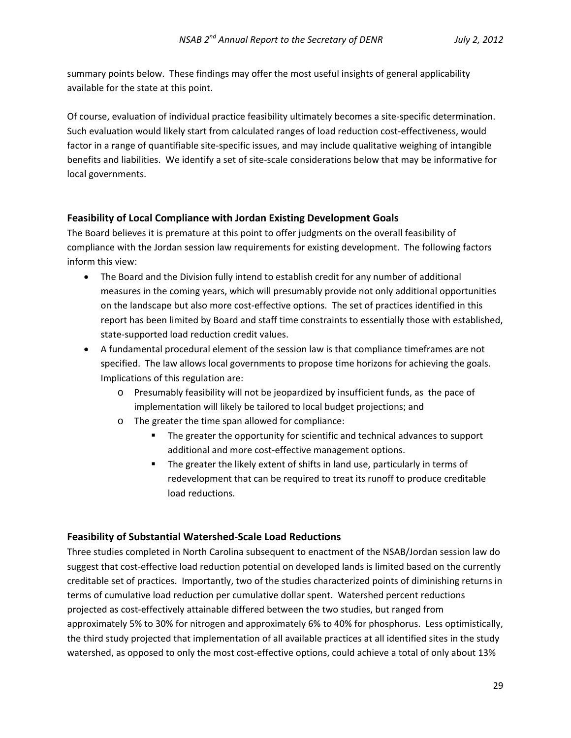summary points below. These findings may offer the most useful insights of general applicability available for the state at this point.

Of course, evaluation of individual practice feasibility ultimately becomes a site-specific determination. Such evaluation would likely start from calculated ranges of load reduction cost-effectiveness, would factor in a range of quantifiable site-specific issues, and may include qualitative weighing of intangible benefits and liabilities. We identify a set of site-scale considerations below that may be informative for local governments.

### Feasibility of Local Compliance with Jordan Existing Development Goals

The Board believes it is premature at this point to offer judgments on the overall feasibility of compliance with the Jordan session law requirements for existing development. The following factors inform this view:

- The Board and the Division fully intend to establish credit for any number of additional measures in the coming years, which will presumably provide not only additional opportunities on the landscape but also more cost-effective options. The set of practices identified in this report has been limited by Board and staff time constraints to essentially those with established, state-supported load reduction credit values.
- A fundamental procedural element of the session law is that compliance timeframes are not specified. The law allows local governments to propose time horizons for achieving the goals. Implications of this regulation are:
  - Presumably feasibility will not be jeopardized by insufficient funds, as the pace of implementation will likely be tailored to local budget projections; and
  - The greater the time span allowed for compliance:
    - The greater the opportunity for scientific and technical advances to support additional and more cost-effective management options.
    - The greater the likely extent of shifts in land use, particularly in terms of redevelopment that can be required to treat its runoff to produce creditable load reductions.

### Feasibility of Substantial Watershed-Scale Load Reductions

Three studies completed in North Carolina subsequent to enactment of the NSAB/Jordan session law do suggest that cost-effective load reduction potential on developed lands is limited based on the currently creditable set of practices. Importantly, two of the studies characterized points of diminishing returns in terms of cumulative load reduction per cumulative dollar spent. Watershed percent reductions projected as cost-effectively attainable differed between the two studies, but ranged from approximately 5% to 30% for nitrogen and approximately 6% to 40% for phosphorus. Less optimistically, the third study projected that implementation of all available practices at all identified sites in the study watershed, as opposed to only the most cost-effective options, could achieve a total of only about 13%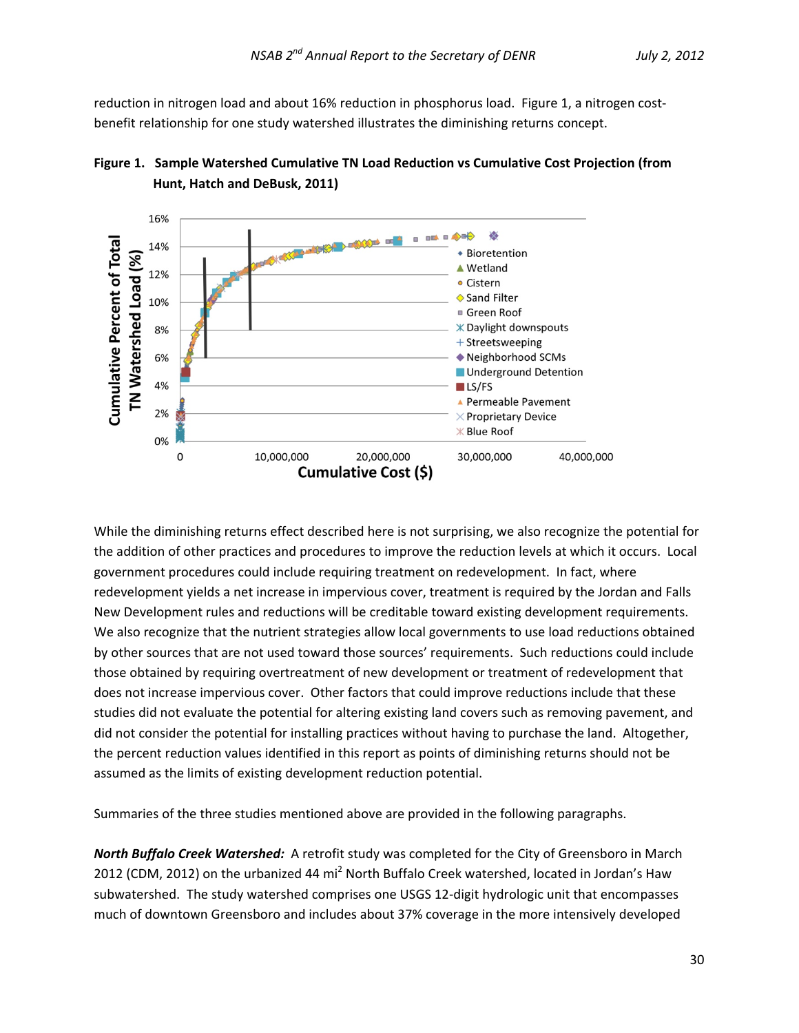reduction in nitrogen load and about 16% reduction in phosphorus load. Figure 1, a nitrogen cost-benefit relationship for one study watershed illustrates the diminishing returns concept.

**Figure 1. Sample Watershed Cumulative TN Load Reduction vs Cumulative Cost Projection (from Hunt, Hatch and DeBusk, 2011)**

While the diminishing returns effect described here is not surprising, we also recognize the potential for the addition of other practices and procedures to improve the reduction levels at which it occurs. Local government procedures could include requiring treatment on redevelopment. In fact, where redevelopment yields a net increase in impervious cover, treatment is required by the Jordan and Falls New Development rules and reductions will be creditable toward existing development requirements. We also recognize that the nutrient strategies allow local governments to use load reductions obtained by other sources that are not used toward those sources' requirements. Such reductions could include those obtained by requiring overtreatment of new development or treatment of redevelopment that does not increase impervious cover. Other factors that could improve reductions include that these studies did not evaluate the potential for altering existing land covers such as removing pavement, and did not consider the potential for installing practices without having to purchase the land. Altogether, the percent reduction values identified in this report as points of diminishing returns should not be assumed as the limits of existing development reduction potential.

Summaries of the three studies mentioned above are provided in the following paragraphs.

***North Buffalo Creek Watershed:*** A retrofit study was completed for the City of Greensboro in March 2012 (CDM, 2012) on the urbanized 44 $mi^2$ North Buffalo Creek watershed, located in Jordan's Haw subwatershed. The study watershed comprises one USGS 12-digit hydrologic unit that encompasses much of downtown Greensboro and includes about 37% coverage in the more intensively developed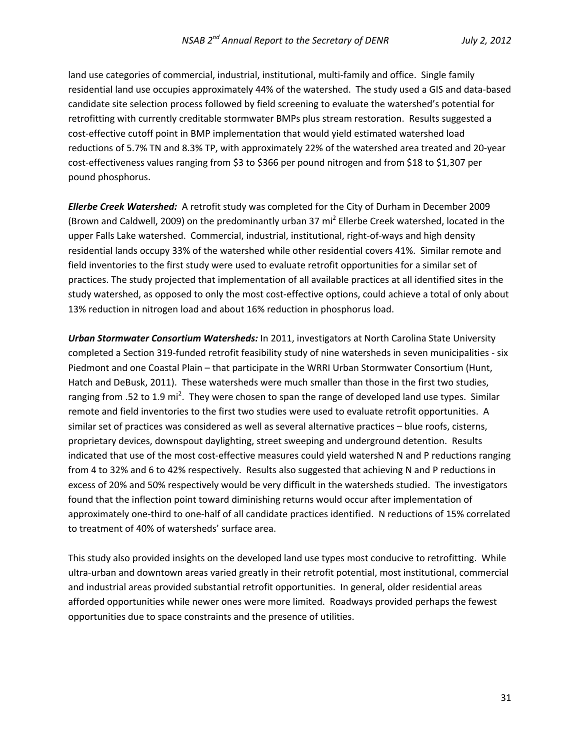land use categories of commercial, industrial, institutional, multi-family and office. Single family residential land use occupies approximately 44% of the watershed. The study used a GIS and data-based candidate site selection process followed by field screening to evaluate the watershed's potential for retrofitting with currently creditable stormwater BMPs plus stream restoration. Results suggested a cost-effective cutoff point in BMP implementation that would yield estimated watershed load reductions of 5.7% TN and 8.3% TP, with approximately 22% of the watershed area treated and 20-year cost-effectiveness values ranging from $3 to $366 per pound nitrogen and from $18 to $1,307 per pound phosphorus.

***Ellerbe Creek Watershed:*** A retrofit study was completed for the City of Durham in December 2009 (Brown and Caldwell, 2009) on the predominantly urban 37 $mi^2$ Ellerbe Creek watershed, located in the upper Falls Lake watershed. Commercial, industrial, institutional, right-of-ways and high density residential lands occupy 33% of the watershed while other residential covers 41%. Similar remote and field inventories to the first study were used to evaluate retrofit opportunities for a similar set of practices. The study projected that implementation of all available practices at all identified sites in the study watershed, as opposed to only the most cost-effective options, could achieve a total of only about 13% reduction in nitrogen load and about 16% reduction in phosphorus load.

***Urban Stormwater Consortium Watersheds:*** In 2011, investigators at North Carolina State University completed a Section 319-funded retrofit feasibility study of nine watersheds in seven municipalities - six Piedmont and one Coastal Plain – that participate in the WRRI Urban Stormwater Consortium (Hunt, Hatch and DeBusk, 2011). These watersheds were much smaller than those in the first two studies, ranging from .52 to 1.9 $mi^2$. They were chosen to span the range of developed land use types. Similar remote and field inventories to the first two studies were used to evaluate retrofit opportunities. A similar set of practices was considered as well as several alternative practices – blue roofs, cisterns, proprietary devices, downspout daylighting, street sweeping and underground detention. Results indicated that use of the most cost-effective measures could yield watershed N and P reductions ranging from 4 to 32% and 6 to 42% respectively. Results also suggested that achieving N and P reductions in excess of 20% and 50% respectively would be very difficult in the watersheds studied. The investigators found that the inflection point toward diminishing returns would occur after implementation of approximately one-third to one-half of all candidate practices identified. N reductions of 15% correlated to treatment of 40% of watersheds' surface area.

This study also provided insights on the developed land use types most conducive to retrofitting. While ultra-urban and downtown areas varied greatly in their retrofit potential, most institutional, commercial and industrial areas provided substantial retrofit opportunities. In general, older residential areas afforded opportunities while newer ones were more limited. Roadways provided perhaps the fewest opportunities due to space constraints and the presence of utilities.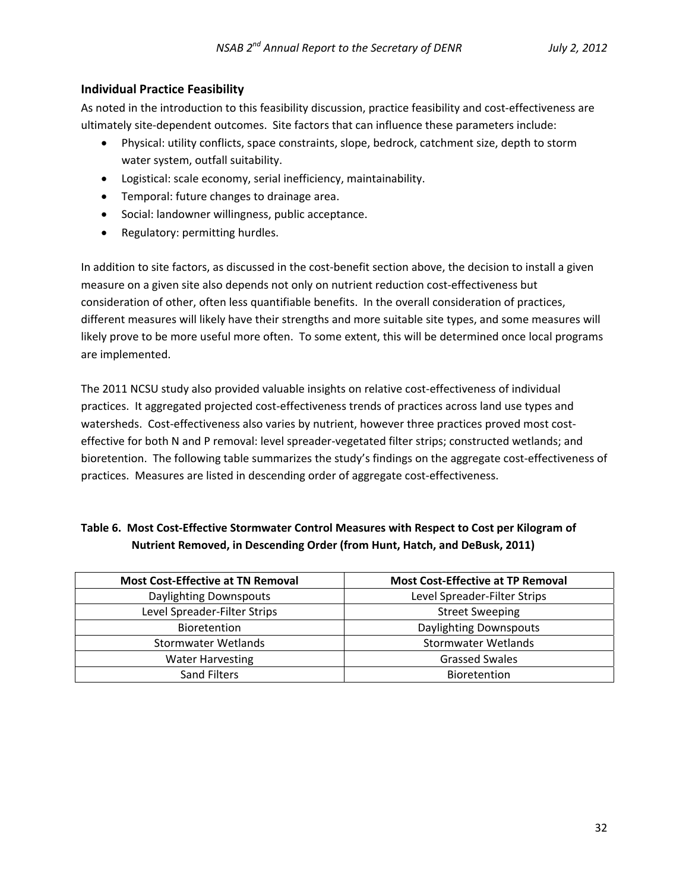### Individual Practice Feasibility

As noted in the introduction to this feasibility discussion, practice feasibility and cost-effectiveness are ultimately site-dependent outcomes. Site factors that can influence these parameters include:

- Physical: utility conflicts, space constraints, slope, bedrock, catchment size, depth to storm water system, outfall suitability.
- Logistical: scale economy, serial inefficiency, maintainability.
- Temporal: future changes to drainage area.
- Social: landowner willingness, public acceptance.
- Regulatory: permitting hurdles.

In addition to site factors, as discussed in the cost-benefit section above, the decision to install a given measure on a given site also depends not only on nutrient reduction cost-effectiveness but consideration of other, often less quantifiable benefits. In the overall consideration of practices, different measures will likely have their strengths and more suitable site types, and some measures will likely prove to be more useful more often. To some extent, this will be determined once local programs are implemented.

The 2011 NCSU study also provided valuable insights on relative cost-effectiveness of individual practices. It aggregated projected cost-effectiveness trends of practices across land use types and watersheds. Cost-effectiveness also varies by nutrient, however three practices proved most cost-effective for both N and P removal: level spreader-vegetated filter strips; constructed wetlands; and bioretention. The following table summarizes the study's findings on the aggregate cost-effectiveness of practices. Measures are listed in descending order of aggregate cost-effectiveness.

**Table 6. Most Cost-Effective Stormwater Control Measures with Respect to Cost per Kilogram of Nutrient Removed, in Descending Order (from Hunt, Hatch, and DeBusk, 2011)**

| Most Cost-Effective at TN Removal | Most Cost-Effective at TP Removal |
|---|---|
| Daylighting Downspouts | Level Spreader-Filter Strips |
| Level Spreader-Filter Strips | Street Sweeping |
| Bioretention | Daylighting Downspouts |
| Stormwater Wetlands | Stormwater Wetlands |
| Water Harvesting | Grassed Swales |
| Sand Filters | Bioretention |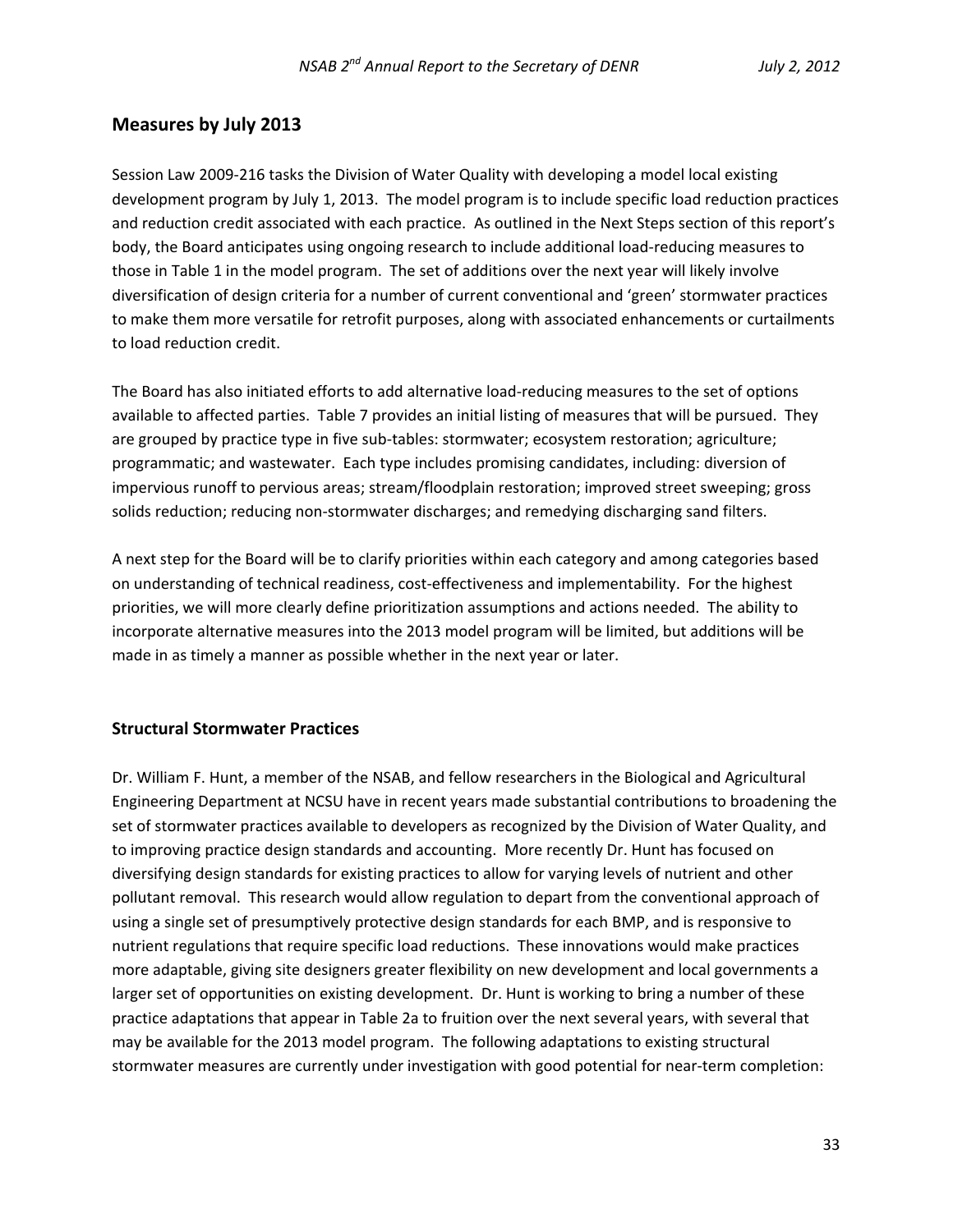## Measures by July 2013

Session Law 2009-216 tasks the Division of Water Quality with developing a model local existing development program by July 1, 2013. The model program is to include specific load reduction practices and reduction credit associated with each practice. As outlined in the Next Steps section of this report's body, the Board anticipates using ongoing research to include additional load-reducing measures to those in Table 1 in the model program. The set of additions over the next year will likely involve diversification of design criteria for a number of current conventional and 'green' stormwater practices to make them more versatile for retrofit purposes, along with associated enhancements or curtailments to load reduction credit.

The Board has also initiated efforts to add alternative load-reducing measures to the set of options available to affected parties. Table 7 provides an initial listing of measures that will be pursued. They are grouped by practice type in five sub-tables: stormwater; ecosystem restoration; agriculture; programmatic; and wastewater. Each type includes promising candidates, including: diversion of impervious runoff to pervious areas; stream/floodplain restoration; improved street sweeping; gross solids reduction; reducing non-stormwater discharges; and remedying discharging sand filters.

A next step for the Board will be to clarify priorities within each category and among categories based on understanding of technical readiness, cost-effectiveness and implementability. For the highest priorities, we will more clearly define prioritization assumptions and actions needed. The ability to incorporate alternative measures into the 2013 model program will be limited, but additions will be made in as timely a manner as possible whether in the next year or later.

## Structural Stormwater Practices

Dr. William F. Hunt, a member of the NSAB, and fellow researchers in the Biological and Agricultural Engineering Department at NCSU have in recent years made substantial contributions to broadening the set of stormwater practices available to developers as recognized by the Division of Water Quality, and to improving practice design standards and accounting. More recently Dr. Hunt has focused on diversifying design standards for existing practices to allow for varying levels of nutrient and other pollutant removal. This research would allow regulation to depart from the conventional approach of using a single set of presumptively protective design standards for each BMP, and is responsive to nutrient regulations that require specific load reductions. These innovations would make practices more adaptable, giving site designers greater flexibility on new development and local governments a larger set of opportunities on existing development. Dr. Hunt is working to bring a number of these practice adaptations that appear in Table 2a to fruition over the next several years, with several that may be available for the 2013 model program. The following adaptations to existing structural stormwater measures are currently under investigation with good potential for near-term completion: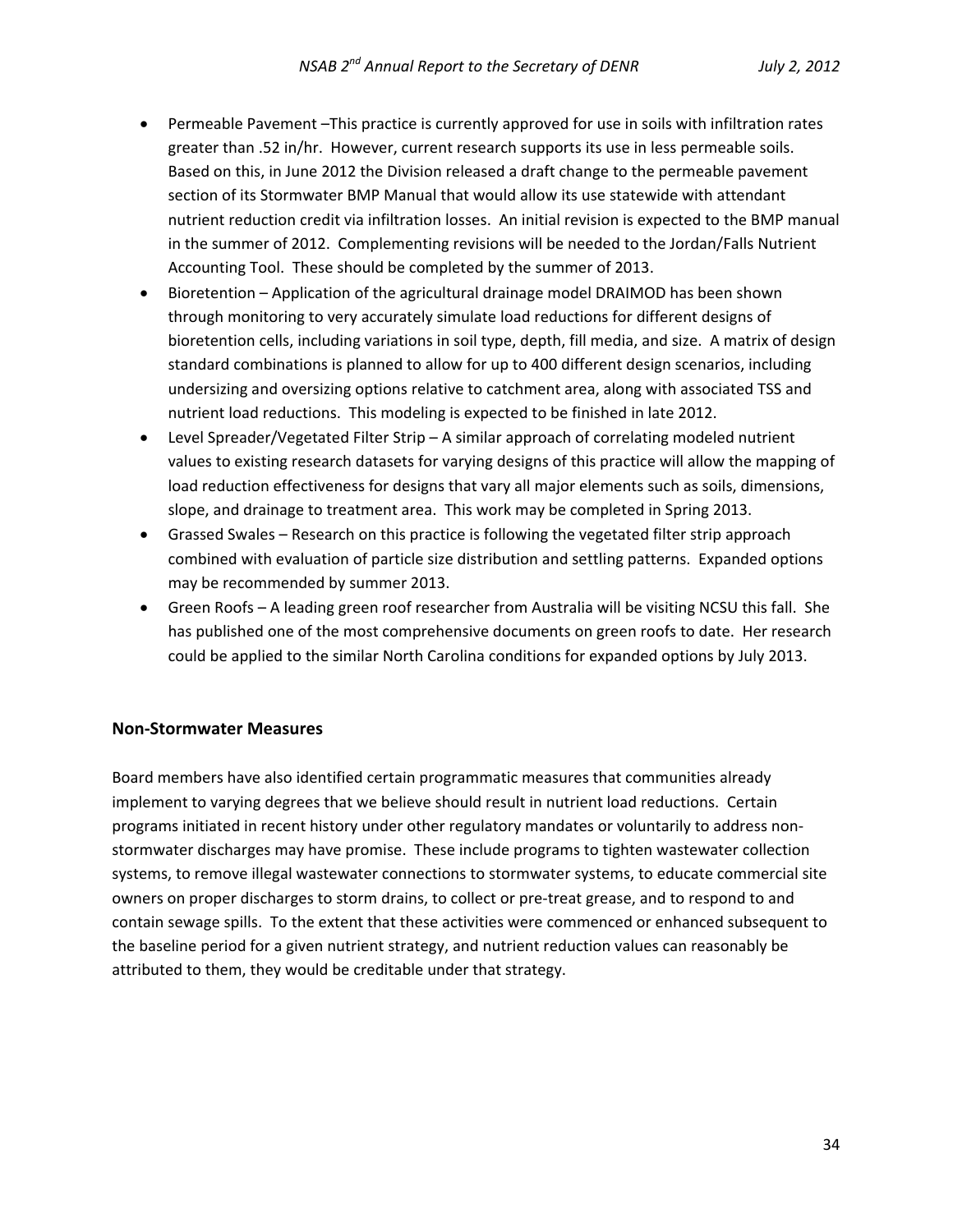- Permeable Pavement –This practice is currently approved for use in soils with infiltration rates greater than .52 in/hr. However, current research supports its use in less permeable soils. Based on this, in June 2012 the Division released a draft change to the permeable pavement section of its Stormwater BMP Manual that would allow its use statewide with attendant nutrient reduction credit via infiltration losses. An initial revision is expected to the BMP manual in the summer of 2012. Complementing revisions will be needed to the Jordan/Falls Nutrient Accounting Tool. These should be completed by the summer of 2013.
- Bioretention – Application of the agricultural drainage model DRAIMOD has been shown through monitoring to very accurately simulate load reductions for different designs of bioretention cells, including variations in soil type, depth, fill media, and size. A matrix of design standard combinations is planned to allow for up to 400 different design scenarios, including undersizing and oversizing options relative to catchment area, along with associated TSS and nutrient load reductions. This modeling is expected to be finished in late 2012.
- Level Spreader/Vegetated Filter Strip – A similar approach of correlating modeled nutrient values to existing research datasets for varying designs of this practice will allow the mapping of load reduction effectiveness for designs that vary all major elements such as soils, dimensions, slope, and drainage to treatment area. This work may be completed in Spring 2013.
- Grassed Swales – Research on this practice is following the vegetated filter strip approach combined with evaluation of particle size distribution and settling patterns. Expanded options may be recommended by summer 2013.
- Green Roofs – A leading green roof researcher from Australia will be visiting NCSU this fall. She has published one of the most comprehensive documents on green roofs to date. Her research could be applied to the similar North Carolina conditions for expanded options by July 2013.

## Non-Stormwater Measures

Board members have also identified certain programmatic measures that communities already implement to varying degrees that we believe should result in nutrient load reductions. Certain programs initiated in recent history under other regulatory mandates or voluntarily to address non-stormwater discharges may have promise. These include programs to tighten wastewater collection systems, to remove illegal wastewater connections to stormwater systems, to educate commercial site owners on proper discharges to storm drains, to collect or pre-treat grease, and to respond to and contain sewage spills. To the extent that these activities were commenced or enhanced subsequent to the baseline period for a given nutrient strategy, and nutrient reduction values can reasonably be attributed to them, they would be creditable under that strategy.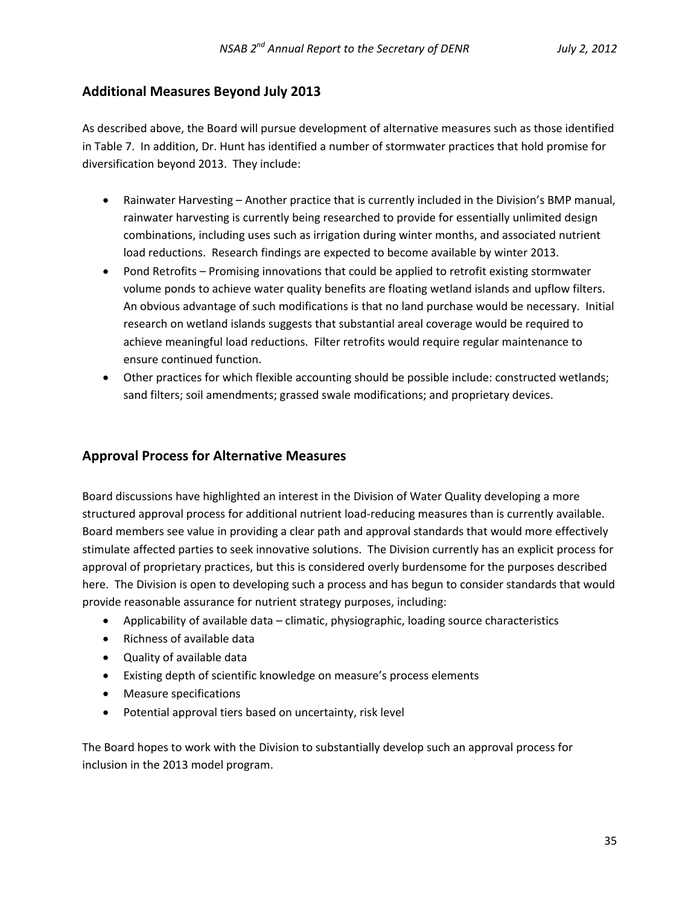## Additional Measures Beyond July 2013

As described above, the Board will pursue development of alternative measures such as those identified in Table 7. In addition, Dr. Hunt has identified a number of stormwater practices that hold promise for diversification beyond 2013. They include:

- Rainwater Harvesting – Another practice that is currently included in the Division's BMP manual, rainwater harvesting is currently being researched to provide for essentially unlimited design combinations, including uses such as irrigation during winter months, and associated nutrient load reductions. Research findings are expected to become available by winter 2013.
- Pond Retrofits – Promising innovations that could be applied to retrofit existing stormwater volume ponds to achieve water quality benefits are floating wetland islands and upflow filters. An obvious advantage of such modifications is that no land purchase would be necessary. Initial research on wetland islands suggests that substantial areal coverage would be required to achieve meaningful load reductions. Filter retrofits would require regular maintenance to ensure continued function.
- Other practices for which flexible accounting should be possible include: constructed wetlands; sand filters; soil amendments; grassed swale modifications; and proprietary devices.

## Approval Process for Alternative Measures

Board discussions have highlighted an interest in the Division of Water Quality developing a more structured approval process for additional nutrient load-reducing measures than is currently available. Board members see value in providing a clear path and approval standards that would more effectively stimulate affected parties to seek innovative solutions. The Division currently has an explicit process for approval of proprietary practices, but this is considered overly burdensome for the purposes described here. The Division is open to developing such a process and has begun to consider standards that would provide reasonable assurance for nutrient strategy purposes, including:

- Applicability of available data – climatic, physiographic, loading source characteristics
- Richness of available data
- Quality of available data
- Existing depth of scientific knowledge on measure's process elements
- Measure specifications
- Potential approval tiers based on uncertainty, risk level

The Board hopes to work with the Division to substantially develop such an approval process for inclusion in the 2013 model program.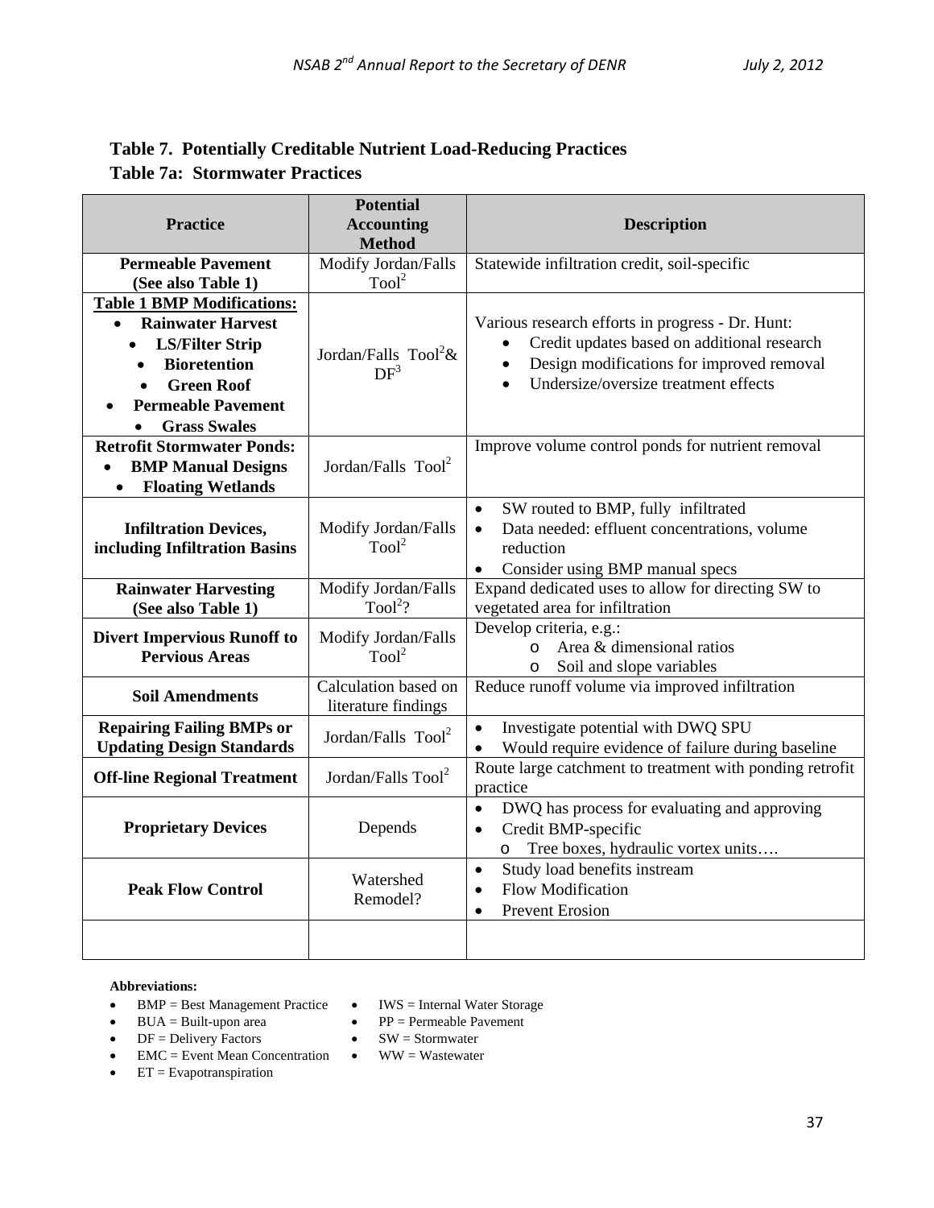### Table 7. Potentially Creditable Nutrient Load-Reducing Practices

### Table 7a: Stormwater Practices

| Practice | Potential Accounting Method | Description |
|---|---|---|
| **Permeable Pavement (See also Table 1)** | Modify Jordan/Falls Tool[2] | Statewide infiltration credit, soil-specific |
| **Table 1 BMP Modifications:** <br>• **Rainwater Harvest** <br>• **LS/Filter Strip** <br>• **Bioretention** <br>• **Green Roof** <br>• **Permeable Pavement** <br>• **Grass Swales** | Jordan/Falls Tool[2]& DF[3] | Various research efforts in progress - Dr. Hunt: <br>• Credit updates based on additional research <br>• Design modifications for improved removal <br>• Undersize/oversize treatment effects |
| **Retrofit Stormwater Ponds:** <br>• **BMP Manual Designs** <br>• **Floating Wetlands** | Jordan/Falls Tool[2] | Improve volume control ponds for nutrient removal |
| **Infiltration Devices, including Infiltration Basins** | Modify Jordan/Falls Tool[2] | • SW routed to BMP, fully infiltrated <br>• Data needed: effluent concentrations, volume reduction <br>• Consider using BMP manual specs |
| **Rainwater Harvesting (See also Table 1)** | Modify Jordan/Falls Tool[2]? | Expand dedicated uses to allow for directing SW to vegetated area for infiltration |
| **Divert Impervious Runoff to Pervious Areas** | Modify Jordan/Falls Tool[2] | Develop criteria, e.g.: <br>o Area & dimensional ratios <br>o Soil and slope variables |
| **Soil Amendments** | Calculation based on literature findings | Reduce runoff volume via improved infiltration |
| **Repairing Failing BMPs or Updating Design Standards** | Jordan/Falls Tool[2] | • Investigate potential with DWQ SPU <br>• Would require evidence of failure during baseline |
| **Off-line Regional Treatment** | Jordan/Falls Tool[2] | Route large catchment to treatment with ponding retrofit practice |
| **Proprietary Devices** | Depends | • DWQ has process for evaluating and approving <br>• Credit BMP-specific <br>o Tree boxes, hydraulic vortex units…. |
| **Peak Flow Control** | Watershed Remodel? | • Study load benefits instream <br>• Flow Modification <br>• Prevent Erosion |
| | | |

**Abbreviations:**

- BMP = Best Management Practice
- BUA = Built-upon area
- DF = Delivery Factors
- EMC = Event Mean Concentration
- ET = Evapotranspiration
- IWS = Internal Water Storage
- PP = Permeable Pavement
- SW = Stormwater
- WW = Wastewater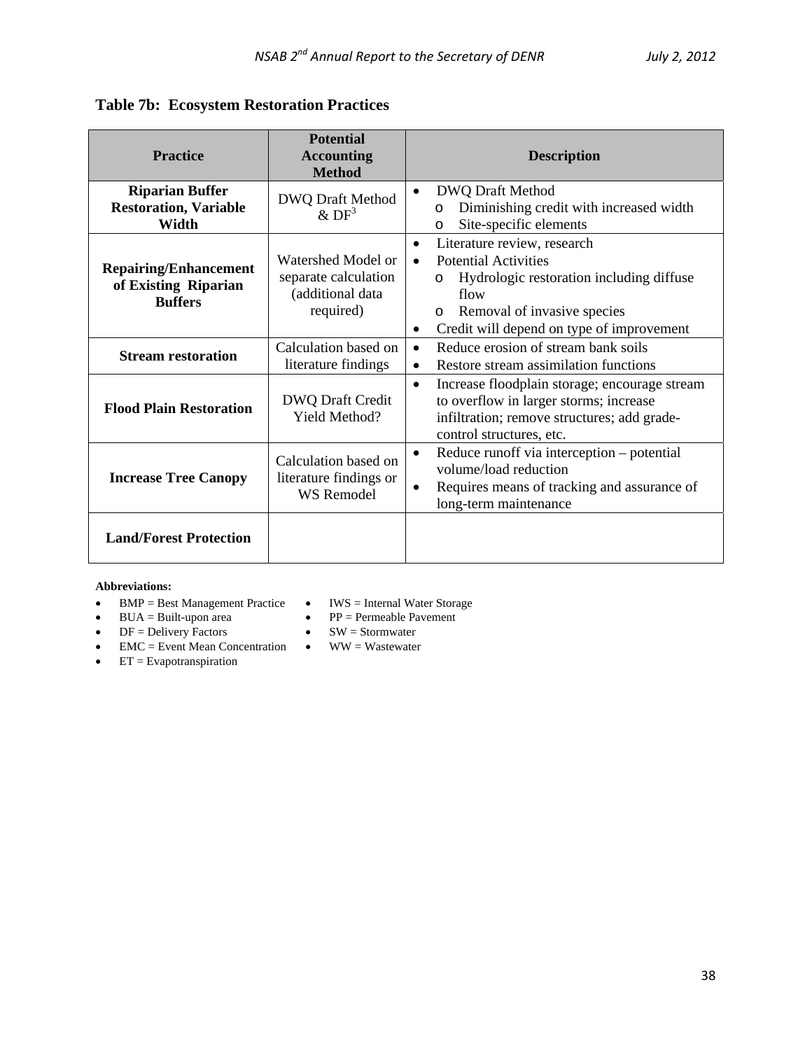**Table 7b: Ecosystem Restoration Practices**

| Practice | Potential Accounting Method | Description |
|---|---|---|
| **Riparian Buffer Restoration, Variable Width** | DWQ Draft Method & DF[3] | • DWQ Draft Method<br>  o Diminishing credit with increased width<br>  o Site-specific elements |
| **Repairing/Enhancement of Existing Riparian Buffers** | Watershed Model or separate calculation (additional data required) | • Literature review, research<br>• Potential Activities<br>  o Hydrologic restoration including diffuse flow<br>  o Removal of invasive species<br>• Credit will depend on type of improvement |
| **Stream restoration** | Calculation based on literature findings | • Reduce erosion of stream bank soils<br>• Restore stream assimilation functions |
| **Flood Plain Restoration** | DWQ Draft Credit Yield Method? | • Increase floodplain storage; encourage stream to overflow in larger storms; increase infiltration; remove structures; add grade-control structures, etc. |
| **Increase Tree Canopy** | Calculation based on literature findings or WS Remodel | • Reduce runoff via interception – potential volume/load reduction<br>• Requires means of tracking and assurance of long-term maintenance |
| **Land/Forest Protection** | | |

**Abbreviations:**

- BMP = Best Management Practice
- BUA = Built-upon area
- DF = Delivery Factors
- EMC = Event Mean Concentration
- ET = Evapotranspiration
- IWS = Internal Water Storage
- PP = Permeable Pavement
- SW = Stormwater
- WW = Wastewater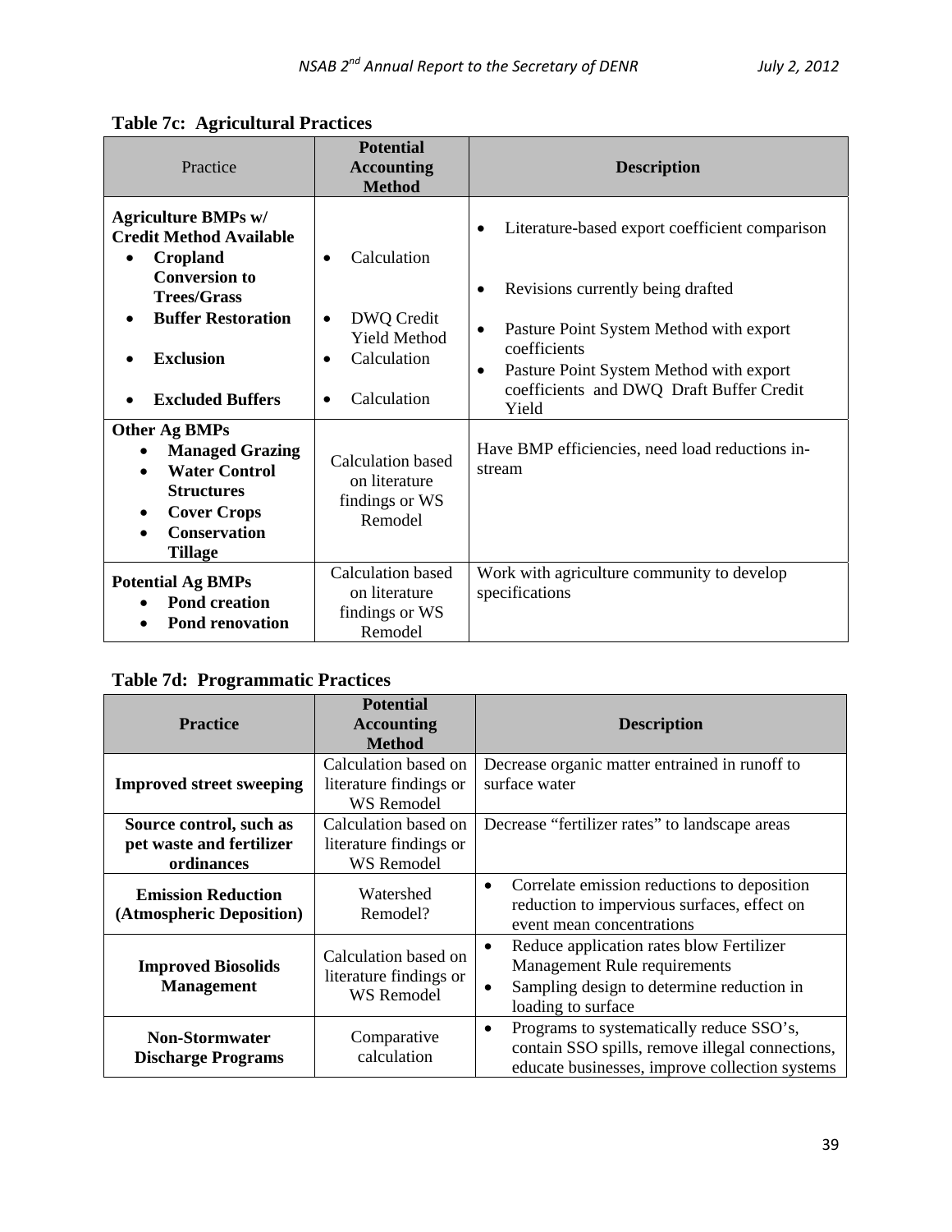**Table 7c: Agricultural Practices**

| Practice | Potential Accounting Method | Description |
|---|---|---|
| **Agriculture BMPs w/ Credit Method Available** | | |
| • **Cropland Conversion to Trees/Grass** | • Calculation | • Literature-based export coefficient comparison |
| • **Buffer Restoration** | • DWQ Credit Yield Method | • Revisions currently being drafted |
| • **Exclusion** | • Calculation | • Pasture Point System Method with export coefficients |
| • **Excluded Buffers** | • Calculation | • Pasture Point System Method with export coefficients and DWQ Draft Buffer Credit Yield |
| **Other Ag BMPs** <br> • **Managed Grazing** <br> • **Water Control Structures** <br> • **Cover Crops** <br> • **Conservation Tillage** | Calculation based on literature findings or WS Remodel | Have BMP efficiencies, need load reductions in-stream |
| **Potential Ag BMPs** <br> • **Pond creation** <br> • **Pond renovation** | Calculation based on literature findings or WS Remodel | Work with agriculture community to develop specifications |

**Table 7d: Programmatic Practices**

| Practice | Potential Accounting Method | Description |
|---|---|---|
| **Improved street sweeping** | Calculation based on literature findings or WS Remodel | Decrease organic matter entrained in runoff to surface water |
| **Source control, such as pet waste and fertilizer ordinances** | Calculation based on literature findings or WS Remodel | Decrease "fertilizer rates" to landscape areas |
| **Emission Reduction (Atmospheric Deposition)** | Watershed Remodel? | • Correlate emission reductions to deposition reduction to impervious surfaces, effect on event mean concentrations |
| **Improved Biosolids Management** | Calculation based on literature findings or WS Remodel | • Reduce application rates blow Fertilizer Management Rule requirements <br> • Sampling design to determine reduction in loading to surface |
| **Non-Stormwater Discharge Programs** | Comparative calculation | • Programs to systematically reduce SSO's, contain SSO spills, remove illegal connections, educate businesses, improve collection systems |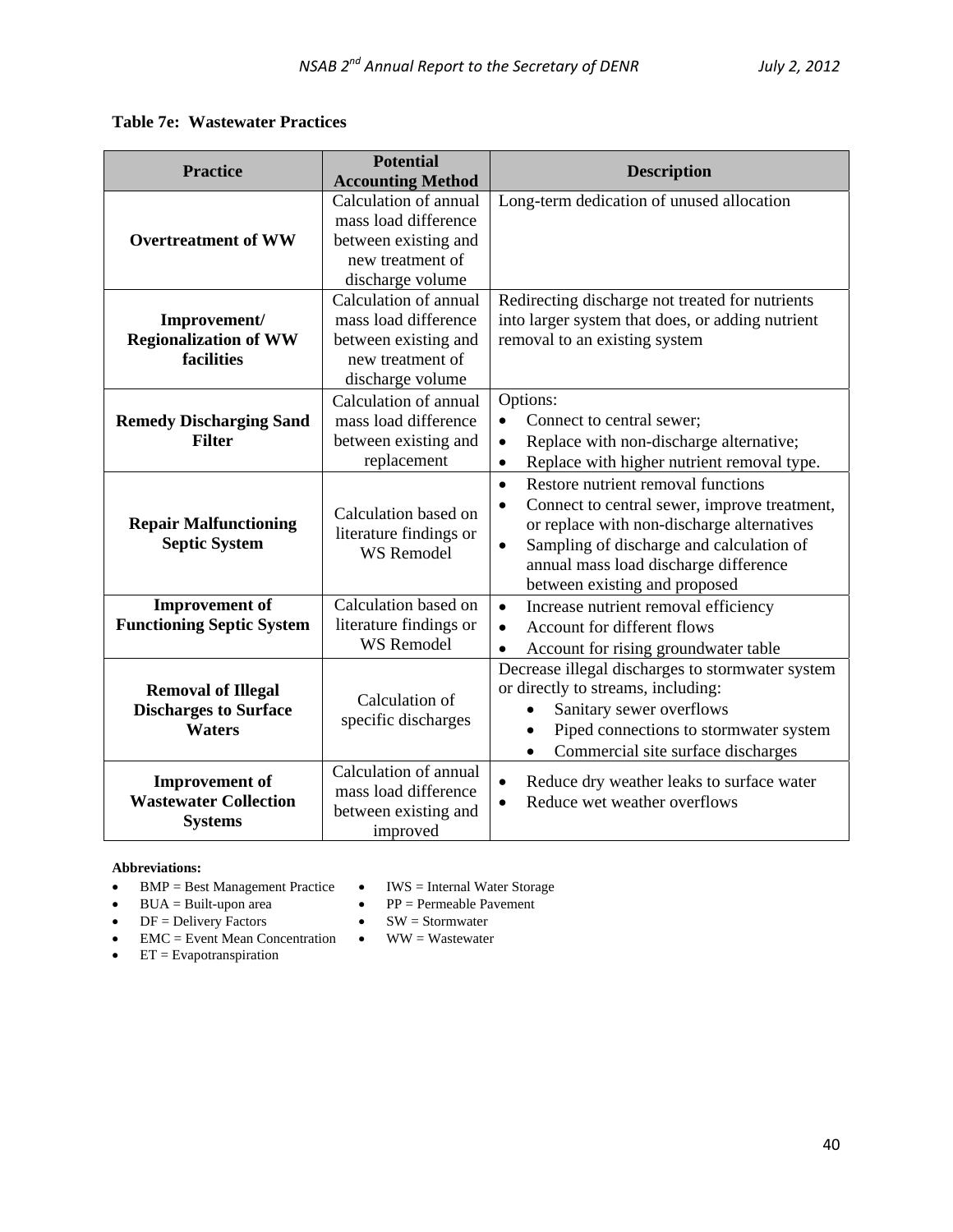**Table 7e: Wastewater Practices**

| Practice | Potential Accounting Method | Description |
|---|---|---|
| **Overtreatment of WW** | Calculation of annual mass load difference between existing and new treatment of discharge volume | Long-term dedication of unused allocation |
| **Improvement/ Regionalization of WW facilities** | Calculation of annual mass load difference between existing and new treatment of discharge volume | Redirecting discharge not treated for nutrients into larger system that does, or adding nutrient removal to an existing system |
| **Remedy Discharging Sand Filter** | Calculation of annual mass load difference between existing and replacement | Options:<br>• Connect to central sewer;<br>• Replace with non-discharge alternative;<br>• Replace with higher nutrient removal type. |
| **Repair Malfunctioning Septic System** | Calculation based on literature findings or WS Remodel | • Restore nutrient removal functions<br>• Connect to central sewer, improve treatment, or replace with non-discharge alternatives<br>• Sampling of discharge and calculation of annual mass load discharge difference between existing and proposed |
| **Improvement of Functioning Septic System** | Calculation based on literature findings or WS Remodel | • Increase nutrient removal efficiency<br>• Account for different flows<br>• Account for rising groundwater table |
| **Removal of Illegal Discharges to Surface Waters** | Calculation of specific discharges | Decrease illegal discharges to stormwater system or directly to streams, including:<br>• Sanitary sewer overflows<br>• Piped connections to stormwater system<br>• Commercial site surface discharges |
| **Improvement of Wastewater Collection Systems** | Calculation of annual mass load difference between existing and improved | • Reduce dry weather leaks to surface water<br>• Reduce wet weather overflows |

**Abbreviations:**

- BMP = Best Management Practice
- BUA = Built-upon area
- DF = Delivery Factors
- EMC = Event Mean Concentration
- ET = Evapotranspiration
- IWS = Internal Water Storage
- PP = Permeable Pavement
- SW = Stormwater
- WW = Wastewater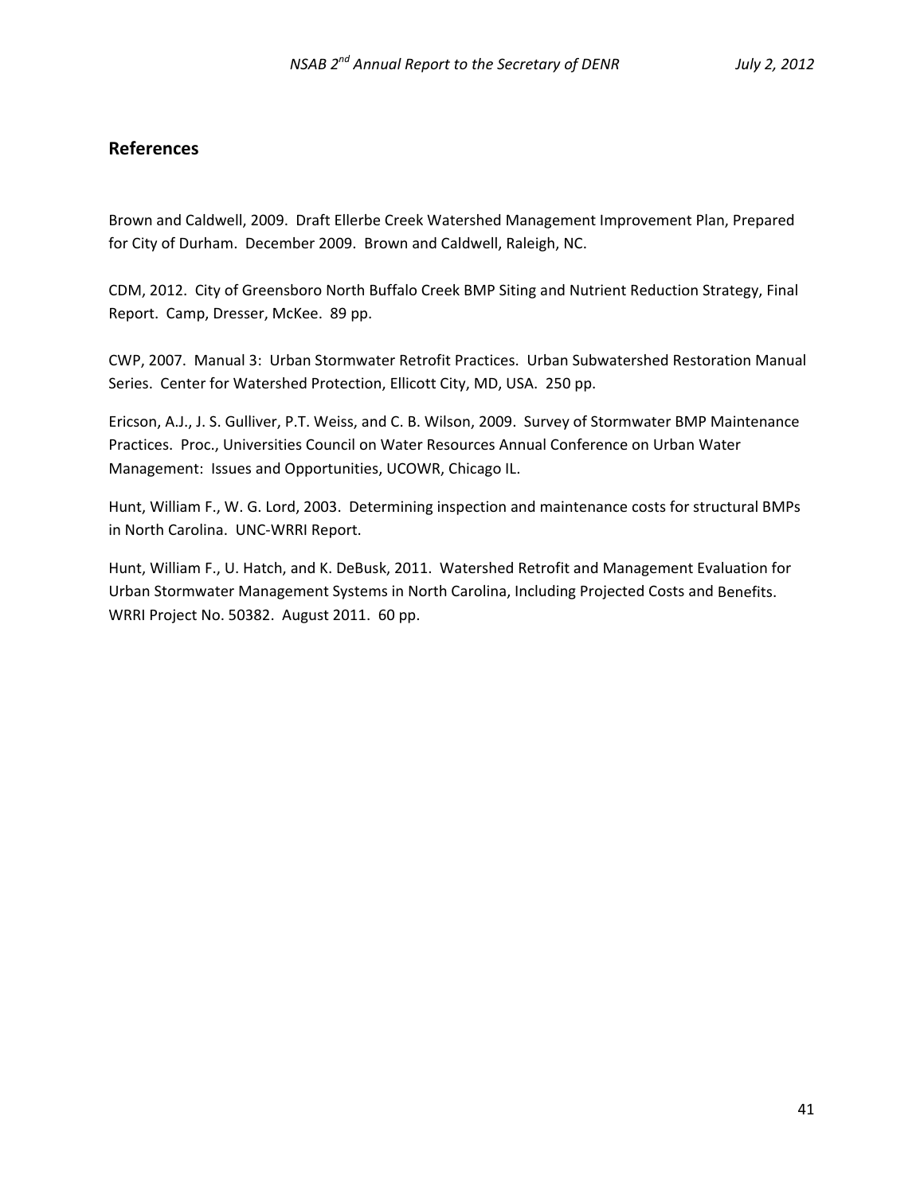## References

Brown and Caldwell, 2009. Draft Ellerbe Creek Watershed Management Improvement Plan, Prepared for City of Durham. December 2009. Brown and Caldwell, Raleigh, NC.

CDM, 2012. City of Greensboro North Buffalo Creek BMP Siting and Nutrient Reduction Strategy, Final Report. Camp, Dresser, McKee. 89 pp.

CWP, 2007. Manual 3: Urban Stormwater Retrofit Practices. Urban Subwatershed Restoration Manual Series. Center for Watershed Protection, Ellicott City, MD, USA. 250 pp.

Ericson, A.J., J. S. Gulliver, P.T. Weiss, and C. B. Wilson, 2009. Survey of Stormwater BMP Maintenance Practices. Proc., Universities Council on Water Resources Annual Conference on Urban Water Management: Issues and Opportunities, UCOWR, Chicago IL.

Hunt, William F., W. G. Lord, 2003. Determining inspection and maintenance costs for structural BMPs in North Carolina. UNC-WRRI Report.

Hunt, William F., U. Hatch, and K. DeBusk, 2011. Watershed Retrofit and Management Evaluation for Urban Stormwater Management Systems in North Carolina, Including Projected Costs and Benefits. WRRI Project No. 50382. August 2011. 60 pp.